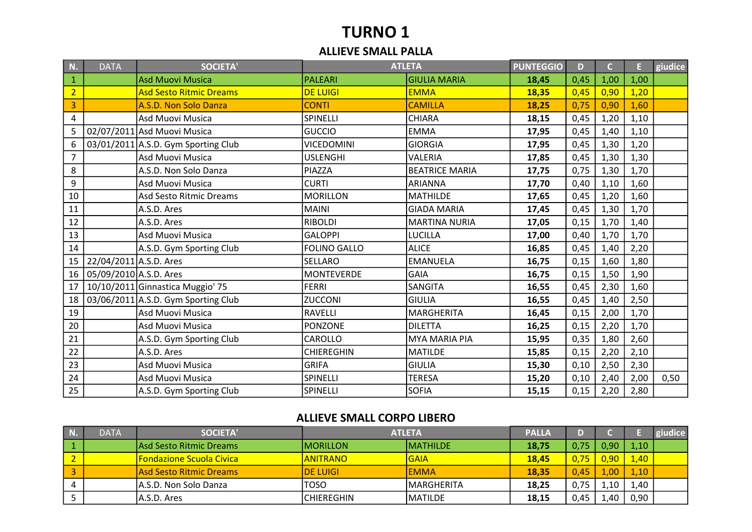# TURNO 1

## ALLIEVE SMALL PALLA

| N. | DATA | SOCIETA' | ATLETA | | PUNTEGGIO | D | C | E | giudice |
|---|---|---|---|---|---|---|---|---|---|
| 1 | | Asd Muovi Musica | PALEARI | GIULIA MARIA | **18,45** | 0,45 | 1,00 | 1,00 | |
| 2 | | Asd Sesto Ritmic Dreams | DE LUIGI | EMMA | **18,35** | 0,45 | 0,90 | 1,20 | |
| 3 | | A.S.D. Non Solo Danza | CONTI | CAMILLA | **18,25** | 0,75 | 0,90 | 1,60 | |
| 4 | | Asd Muovi Musica | SPINELLI | CHIARA | **18,15** | 0,45 | 1,20 | 1,10 | |
| 5 | 02/07/2011 | Asd Muovi Musica | GUCCIO | EMMA | **17,95** | 0,45 | 1,40 | 1,10 | |
| 6 | 03/01/2011 | A.S.D. Gym Sporting Club | VICEDOMINI | GIORGIA | **17,95** | 0,45 | 1,30 | 1,20 | |
| 7 | | Asd Muovi Musica | USLENGHI | VALERIA | **17,85** | 0,45 | 1,30 | 1,30 | |
| 8 | | A.S.D. Non Solo Danza | PIAZZA | BEATRICE MARIA | **17,75** | 0,75 | 1,30 | 1,70 | |
| 9 | | Asd Muovi Musica | CURTI | ARIANNA | **17,70** | 0,40 | 1,10 | 1,60 | |
| 10 | | Asd Sesto Ritmic Dreams | MORILLON | MATHILDE | **17,65** | 0,45 | 1,20 | 1,60 | |
| 11 | | A.S.D. Ares | MAINI | GIADA MARIA | **17,45** | 0,45 | 1,30 | 1,70 | |
| 12 | | A.S.D. Ares | RIBOLDI | MARTINA NURIA | **17,05** | 0,15 | 1,70 | 1,40 | |
| 13 | | Asd Muovi Musica | GALOPPI | LUCILLA | **17,00** | 0,40 | 1,70 | 1,70 | |
| 14 | | A.S.D. Gym Sporting Club | FOLINO GALLO | ALICE | **16,85** | 0,45 | 1,40 | 2,20 | |
| 15 | 22/04/2011 | A.S.D. Ares | SELLARO | EMANUELA | **16,75** | 0,15 | 1,60 | 1,80 | |
| 16 | 05/09/2010 | A.S.D. Ares | MONTEVERDE | GAIA | **16,75** | 0,15 | 1,50 | 1,90 | |
| 17 | 10/10/2011 | Ginnastica Muggio' 75 | FERRI | SANGITA | **16,55** | 0,45 | 2,30 | 1,60 | |
| 18 | 03/06/2011 | A.S.D. Gym Sporting Club | ZUCCONI | GIULIA | **16,55** | 0,45 | 1,40 | 2,50 | |
| 19 | | Asd Muovi Musica | RAVELLI | MARGHERITA | **16,45** | 0,15 | 2,00 | 1,70 | |
| 20 | | Asd Muovi Musica | PONZONE | DILETTA | **16,25** | 0,15 | 2,20 | 1,70 | |
| 21 | | A.S.D. Gym Sporting Club | CAROLLO | MYA MARIA PIA | **15,95** | 0,35 | 1,80 | 2,60 | |
| 22 | | A.S.D. Ares | CHIEREGHIN | MATILDE | **15,85** | 0,15 | 2,20 | 2,10 | |
| 23 | | Asd Muovi Musica | GRIFA | GIULIA | **15,30** | 0,10 | 2,50 | 2,30 | |
| 24 | | Asd Muovi Musica | SPINELLI | TERESA | **15,20** | 0,10 | 2,40 | 2,00 | 0,50 |
| 25 | | A.S.D. Gym Sporting Club | SPINELLI | SOFIA | **15,15** | 0,15 | 2,20 | 2,80 | |

## ALLIEVE SMALL CORPO LIBERO

| N. | DATA | SOCIETA' | ATLETA | | PALLA | D | C | E | giudice |
|---|---|---|---|---|---|---|---|---|---|
| 1 | | Asd Sesto Ritmic Dreams | MORILLON | MATHILDE | **18,75** | 0,75 | 0,90 | 1,10 | |
| 2 | | Fondazione Scuola Civica | ANITRANO | GAIA | **18,45** | 0,75 | 0,90 | 1,40 | |
| 3 | | Asd Sesto Ritmic Dreams | DE LUIGI | EMMA | **18,35** | 0,45 | 1,00 | 1,10 | |
| 4 | | A.S.D. Non Solo Danza | TOSO | MARGHERITA | **18,25** | 0,75 | 1,10 | 1,40 | |
| 5 | | A.S.D. Ares | CHIEREGHIN | MATILDE | **18,15** | 0,45 | 1,40 | 0,90 | |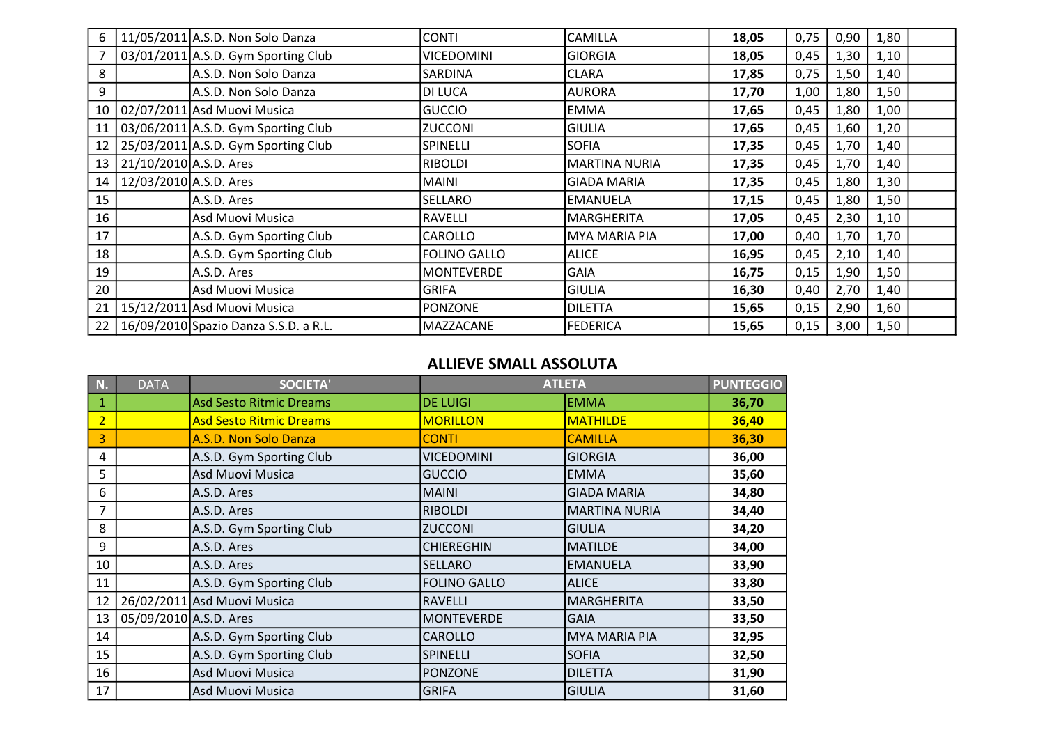| | | | | | | | | | |
|---|---|---|---|---|---|---|---|---|---|
| 6 | 11/05/2011 | A.S.D. Non Solo Danza | CONTI | CAMILLA | **18,05** | 0,75 | 0,90 | 1,80 | |
| 7 | 03/01/2011 | A.S.D. Gym Sporting Club | VICEDOMINI | GIORGIA | **18,05** | 0,45 | 1,30 | 1,10 | |
| 8 | | A.S.D. Non Solo Danza | SARDINA | CLARA | **17,85** | 0,75 | 1,50 | 1,40 | |
| 9 | | A.S.D. Non Solo Danza | DI LUCA | AURORA | **17,70** | 1,00 | 1,80 | 1,50 | |
| 10 | 02/07/2011 | Asd Muovi Musica | GUCCIO | EMMA | **17,65** | 0,45 | 1,80 | 1,00 | |
| 11 | 03/06/2011 | A.S.D. Gym Sporting Club | ZUCCONI | GIULIA | **17,65** | 0,45 | 1,60 | 1,20 | |
| 12 | 25/03/2011 | A.S.D. Gym Sporting Club | SPINELLI | SOFIA | **17,35** | 0,45 | 1,70 | 1,40 | |
| 13 | 21/10/2010 | A.S.D. Ares | RIBOLDI | MARTINA NURIA | **17,35** | 0,45 | 1,70 | 1,40 | |
| 14 | 12/03/2010 | A.S.D. Ares | MAINI | GIADA MARIA | **17,35** | 0,45 | 1,80 | 1,30 | |
| 15 | | A.S.D. Ares | SELLARO | EMANUELA | **17,15** | 0,45 | 1,80 | 1,50 | |
| 16 | | Asd Muovi Musica | RAVELLI | MARGHERITA | **17,05** | 0,45 | 2,30 | 1,10 | |
| 17 | | A.S.D. Gym Sporting Club | CAROLLO | MYA MARIA PIA | **17,00** | 0,40 | 1,70 | 1,70 | |
| 18 | | A.S.D. Gym Sporting Club | FOLINO GALLO | ALICE | **16,95** | 0,45 | 2,10 | 1,40 | |
| 19 | | A.S.D. Ares | MONTEVERDE | GAIA | **16,75** | 0,15 | 1,90 | 1,50 | |
| 20 | | Asd Muovi Musica | GRIFA | GIULIA | **16,30** | 0,40 | 2,70 | 1,40 | |
| 21 | 15/12/2011 | Asd Muovi Musica | PONZONE | DILETTA | **15,65** | 0,15 | 2,90 | 1,60 | |
| 22 | 16/09/2010 | Spazio Danza S.S.D. a R.L. | MAZZACANE | FEDERICA | **15,65** | 0,15 | 3,00 | 1,50 | |

## ALLIEVE SMALL ASSOLUTA

| N. | DATA | SOCIETA' | ATLETA | | PUNTEGGIO |
|---|---|---|---|---|---|
| 1 | | Asd Sesto Ritmic Dreams | DE LUIGI | EMMA | **36,70** |
| 2 | | Asd Sesto Ritmic Dreams | MORILLON | MATHILDE | **36,40** |
| 3 | | A.S.D. Non Solo Danza | CONTI | CAMILLA | **36,30** |
| 4 | | A.S.D. Gym Sporting Club | VICEDOMINI | GIORGIA | **36,00** |
| 5 | | Asd Muovi Musica | GUCCIO | EMMA | **35,60** |
| 6 | | A.S.D. Ares | MAINI | GIADA MARIA | **34,80** |
| 7 | | A.S.D. Ares | RIBOLDI | MARTINA NURIA | **34,40** |
| 8 | | A.S.D. Gym Sporting Club | ZUCCONI | GIULIA | **34,20** |
| 9 | | A.S.D. Ares | CHIEREGHIN | MATILDE | **34,00** |
| 10 | | A.S.D. Ares | SELLARO | EMANUELA | **33,90** |
| 11 | | A.S.D. Gym Sporting Club | FOLINO GALLO | ALICE | **33,80** |
| 12 | 26/02/2011 | Asd Muovi Musica | RAVELLI | MARGHERITA | **33,50** |
| 13 | 05/09/2010 | A.S.D. Ares | MONTEVERDE | GAIA | **33,50** |
| 14 | | A.S.D. Gym Sporting Club | CAROLLO | MYA MARIA PIA | **32,95** |
| 15 | | A.S.D. Gym Sporting Club | SPINELLI | SOFIA | **32,50** |
| 16 | | Asd Muovi Musica | PONZONE | DILETTA | **31,90** |
| 17 | | Asd Muovi Musica | GRIFA | GIULIA | **31,60** |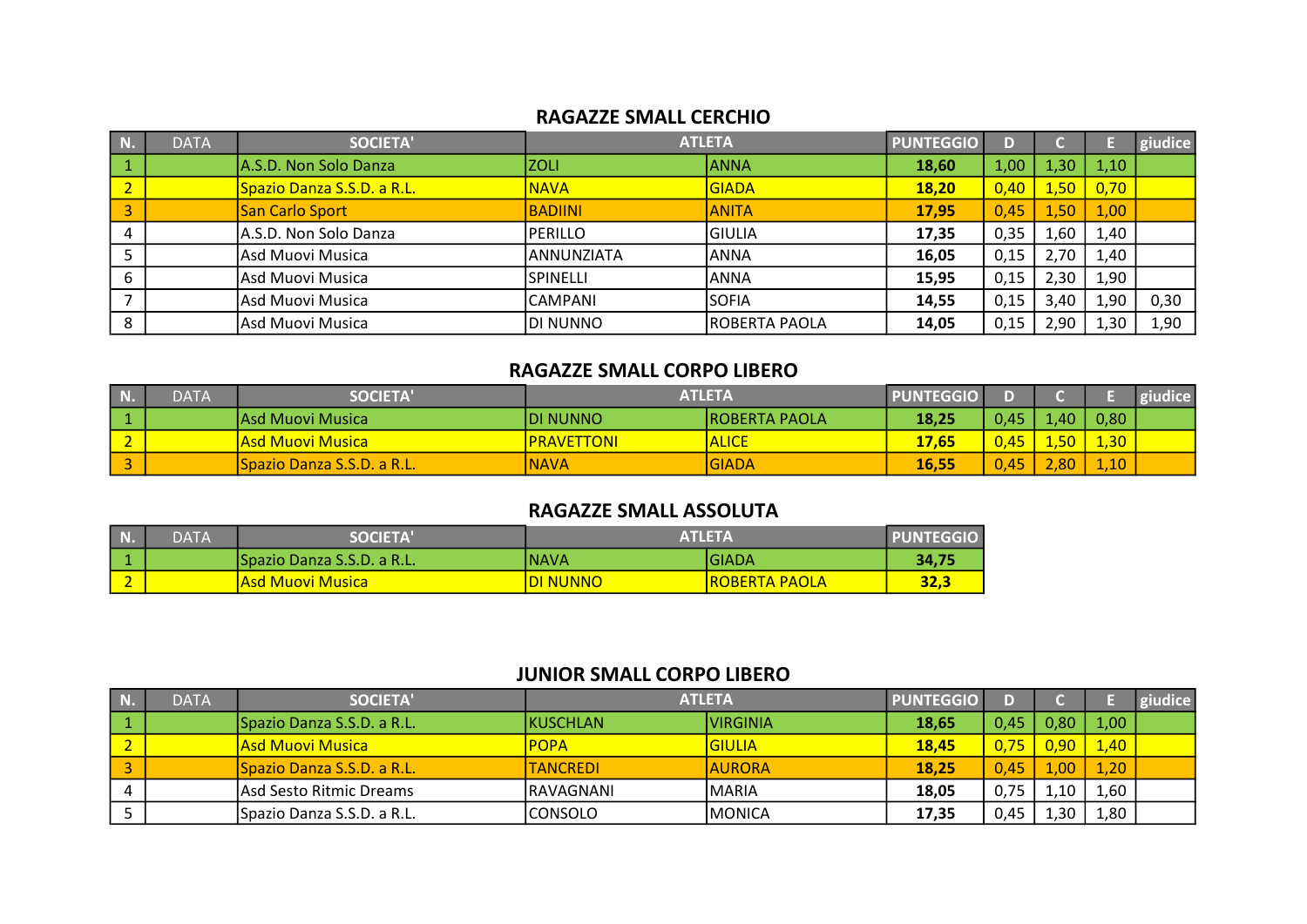## RAGAZZE SMALL CERCHIO

| N. | DATA | SOCIETA' | ATLETA | | PUNTEGGIO | D | C | E | giudice |
|---|---|---|---|---|---|---|---|---|---|
| 1 | | A.S.D. Non Solo Danza | ZOLI | ANNA | **18,60** | 1,00 | 1,30 | 1,10 | |
| 2 | | Spazio Danza S.S.D. a R.L. | NAVA | GIADA | **18,20** | 0,40 | 1,50 | 0,70 | |
| 3 | | San Carlo Sport | BADIINI | ANITA | **17,95** | 0,45 | 1,50 | 1,00 | |
| 4 | | A.S.D. Non Solo Danza | PERILLO | GIULIA | **17,35** | 0,35 | 1,60 | 1,40 | |
| 5 | | Asd Muovi Musica | ANNUNZIATA | ANNA | **16,05** | 0,15 | 2,70 | 1,40 | |
| 6 | | Asd Muovi Musica | SPINELLI | ANNA | **15,95** | 0,15 | 2,30 | 1,90 | |
| 7 | | Asd Muovi Musica | CAMPANI | SOFIA | **14,55** | 0,15 | 3,40 | 1,90 | 0,30 |
| 8 | | Asd Muovi Musica | DI NUNNO | ROBERTA PAOLA | **14,05** | 0,15 | 2,90 | 1,30 | 1,90 |

## RAGAZZE SMALL CORPO LIBERO

| N. | DATA | SOCIETA' | ATLETA | | PUNTEGGIO | D | C | E | giudice |
|---|---|---|---|---|---|---|---|---|---|
| 1 | | Asd Muovi Musica | DI NUNNO | ROBERTA PAOLA | **18,25** | 0,45 | 1,40 | 0,80 | |
| 2 | | Asd Muovi Musica | PRAVETTONI | ALICE | **17,65** | 0,45 | 1,50 | 1,30 | |
| 3 | | Spazio Danza S.S.D. a R.L. | NAVA | GIADA | **16,55** | 0,45 | 2,80 | 1,10 | |

## RAGAZZE SMALL ASSOLUTA

| N. | DATA | SOCIETA' | ATLETA | | PUNTEGGIO |
|---|---|---|---|---|---|
| 1 | | Spazio Danza S.S.D. a R.L. | NAVA | GIADA | **34,75** |
| 2 | | Asd Muovi Musica | DI NUNNO | ROBERTA PAOLA | **32,3** |

## JUNIOR SMALL CORPO LIBERO

| N. | DATA | SOCIETA' | ATLETA | | PUNTEGGIO | D | C | E | giudice |
|---|---|---|---|---|---|---|---|---|---|
| 1 | | Spazio Danza S.S.D. a R.L. | KUSCHLAN | VIRGINIA | **18,65** | 0,45 | 0,80 | 1,00 | |
| 2 | | Asd Muovi Musica | POPA | GIULIA | **18,45** | 0,75 | 0,90 | 1,40 | |
| 3 | | Spazio Danza S.S.D. a R.L. | TANCREDI | AURORA | **18,25** | 0,45 | 1,00 | 1,20 | |
| 4 | | Asd Sesto Ritmic Dreams | RAVAGNANI | MARIA | **18,05** | 0,75 | 1,10 | 1,60 | |
| 5 | | Spazio Danza S.S.D. a R.L. | CONSOLO | MONICA | **17,35** | 0,45 | 1,30 | 1,80 | |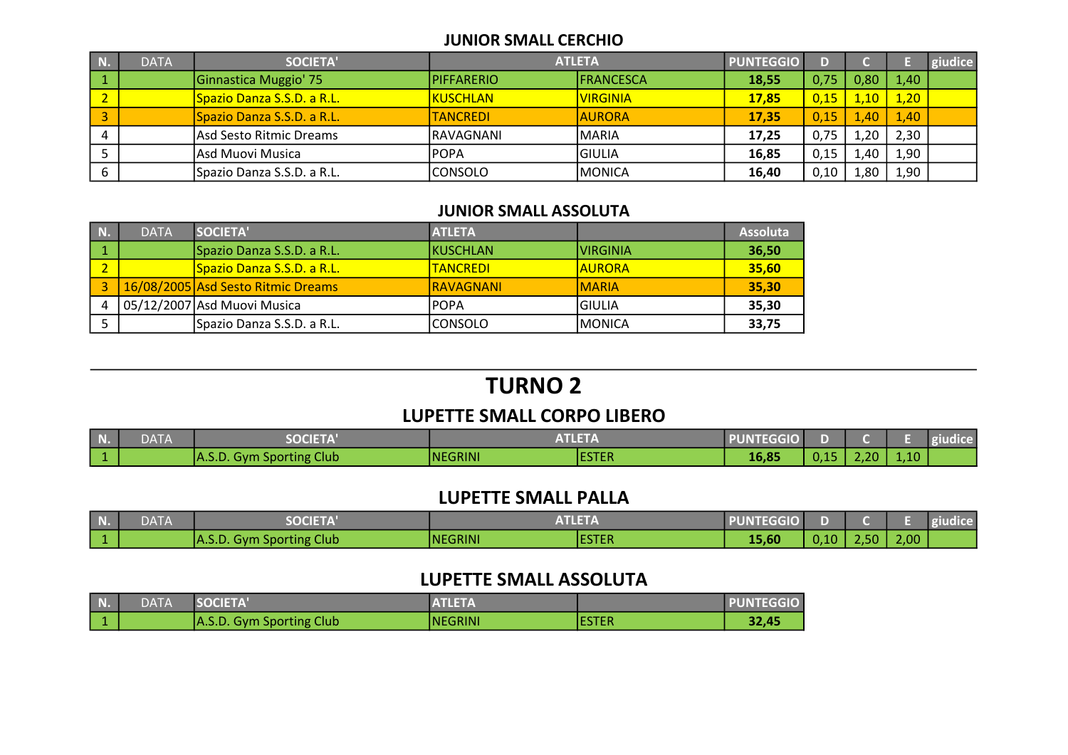## JUNIOR SMALL CERCHIO

| N. | DATA | SOCIETA' | ATLETA | | PUNTEGGIO | D | C | E | giudice |
|---|---|---|---|---|---|---|---|---|---|
| 1 | | Ginnastica Muggio' 75 | PIFFARERIO | FRANCESCA | **18,55** | 0,75 | 0,80 | 1,40 | |
| 2 | | Spazio Danza S.S.D. a R.L. | KUSCHLAN | VIRGINIA | **17,85** | 0,15 | 1,10 | 1,20 | |
| 3 | | Spazio Danza S.S.D. a R.L. | TANCREDI | AURORA | **17,35** | 0,15 | 1,40 | 1,40 | |
| 4 | | Asd Sesto Ritmic Dreams | RAVAGNANI | MARIA | **17,25** | 0,75 | 1,20 | 2,30 | |
| 5 | | Asd Muovi Musica | POPA | GIULIA | **16,85** | 0,15 | 1,40 | 1,90 | |
| 6 | | Spazio Danza S.S.D. a R.L. | CONSOLO | MONICA | **16,40** | 0,10 | 1,80 | 1,90 | |

## JUNIOR SMALL ASSOLUTA

| N. | DATA | SOCIETA' | ATLETA | | Assoluta |
|---|---|---|---|---|---|
| 1 | | Spazio Danza S.S.D. a R.L. | KUSCHLAN | VIRGINIA | **36,50** |
| 2 | | Spazio Danza S.S.D. a R.L. | TANCREDI | AURORA | **35,60** |
| 3 | 16/08/2005 | Asd Sesto Ritmic Dreams | RAVAGNANI | MARIA | **35,30** |
| 4 | 05/12/2007 | Asd Muovi Musica | POPA | GIULIA | **35,30** |
| 5 | | Spazio Danza S.S.D. a R.L. | CONSOLO | MONICA | **33,75** |

---

# TURNO 2

## LUPETTE SMALL CORPO LIBERO

| N. | DATA | SOCIETA' | ATLETA | | PUNTEGGIO | D | C | E | giudice |
|---|---|---|---|---|---|---|---|---|---|
| 1 | | A.S.D. Gym Sporting Club | NEGRINI | ESTER | **16,85** | 0,15 | 2,20 | 1,10 | |

## LUPETTE SMALL PALLA

| N. | DATA | SOCIETA' | ATLETA | | PUNTEGGIO | D | C | E | giudice |
|---|---|---|---|---|---|---|---|---|---|
| 1 | | A.S.D. Gym Sporting Club | NEGRINI | ESTER | **15,60** | 0,10 | 2,50 | 2,00 | |

## LUPETTE SMALL ASSOLUTA

| N. | DATA | SOCIETA' | ATLETA | | PUNTEGGIO |
|---|---|---|---|---|---|
| 1 | | A.S.D. Gym Sporting Club | NEGRINI | ESTER | **32,45** |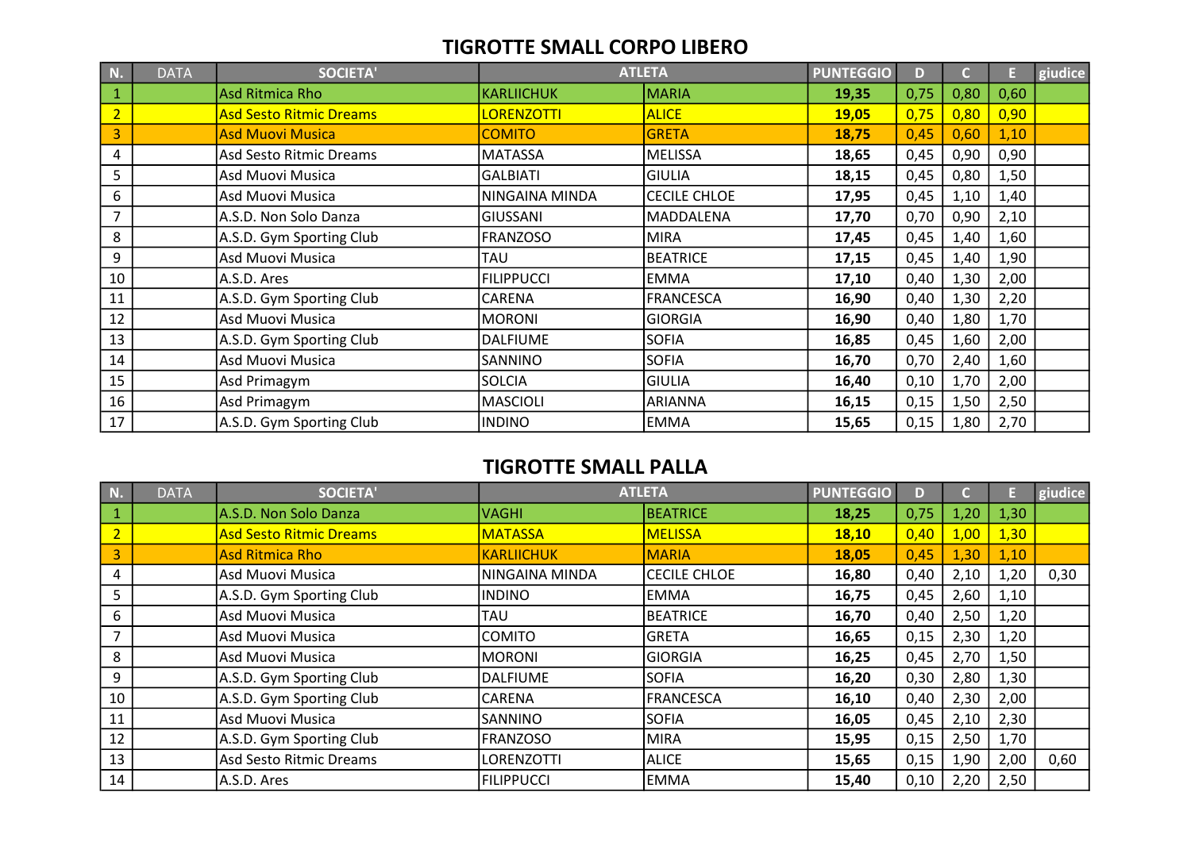## TIGROTTE SMALL CORPO LIBERO

| N. | DATA | SOCIETA' | ATLETA | | PUNTEGGIO | D | C | E | giudice |
|---|---|---|---|---|---|---|---|---|---|
| 1 | | Asd Ritmica Rho | KARLIICHUK | MARIA | **19,35** | 0,75 | 0,80 | 0,60 | |
| 2 | | Asd Sesto Ritmic Dreams | LORENZOTTI | ALICE | **19,05** | 0,75 | 0,80 | 0,90 | |
| 3 | | Asd Muovi Musica | COMITO | GRETA | **18,75** | 0,45 | 0,60 | 1,10 | |
| 4 | | Asd Sesto Ritmic Dreams | MATASSA | MELISSA | **18,65** | 0,45 | 0,90 | 0,90 | |
| 5 | | Asd Muovi Musica | GALBIATI | GIULIA | **18,15** | 0,45 | 0,80 | 1,50 | |
| 6 | | Asd Muovi Musica | NINGAINA MINDA | CECILE CHLOE | **17,95** | 0,45 | 1,10 | 1,40 | |
| 7 | | A.S.D. Non Solo Danza | GIUSSANI | MADDALENA | **17,70** | 0,70 | 0,90 | 2,10 | |
| 8 | | A.S.D. Gym Sporting Club | FRANZOSO | MIRA | **17,45** | 0,45 | 1,40 | 1,60 | |
| 9 | | Asd Muovi Musica | TAU | BEATRICE | **17,15** | 0,45 | 1,40 | 1,90 | |
| 10 | | A.S.D. Ares | FILIPPUCCI | EMMA | **17,10** | 0,40 | 1,30 | 2,00 | |
| 11 | | A.S.D. Gym Sporting Club | CARENA | FRANCESCA | **16,90** | 0,40 | 1,30 | 2,20 | |
| 12 | | Asd Muovi Musica | MORONI | GIORGIA | **16,90** | 0,40 | 1,80 | 1,70 | |
| 13 | | A.S.D. Gym Sporting Club | DALFIUME | SOFIA | **16,85** | 0,45 | 1,60 | 2,00 | |
| 14 | | Asd Muovi Musica | SANNINO | SOFIA | **16,70** | 0,70 | 2,40 | 1,60 | |
| 15 | | Asd Primagym | SOLCIA | GIULIA | **16,40** | 0,10 | 1,70 | 2,00 | |
| 16 | | Asd Primagym | MASCIOLI | ARIANNA | **16,15** | 0,15 | 1,50 | 2,50 | |
| 17 | | A.S.D. Gym Sporting Club | INDINO | EMMA | **15,65** | 0,15 | 1,80 | 2,70 | |

## TIGROTTE SMALL PALLA

| N. | DATA | SOCIETA' | ATLETA | | PUNTEGGIO | D | C | E | giudice |
|---|---|---|---|---|---|---|---|---|---|
| 1 | | A.S.D. Non Solo Danza | VAGHI | BEATRICE | **18,25** | 0,75 | 1,20 | 1,30 | |
| 2 | | Asd Sesto Ritmic Dreams | MATASSA | MELISSA | **18,10** | 0,40 | 1,00 | 1,30 | |
| 3 | | Asd Ritmica Rho | KARLIICHUK | MARIA | **18,05** | 0,45 | 1,30 | 1,10 | |
| 4 | | Asd Muovi Musica | NINGAINA MINDA | CECILE CHLOE | **16,80** | 0,40 | 2,10 | 1,20 | 0,30 |
| 5 | | A.S.D. Gym Sporting Club | INDINO | EMMA | **16,75** | 0,45 | 2,60 | 1,10 | |
| 6 | | Asd Muovi Musica | TAU | BEATRICE | **16,70** | 0,40 | 2,50 | 1,20 | |
| 7 | | Asd Muovi Musica | COMITO | GRETA | **16,65** | 0,15 | 2,30 | 1,20 | |
| 8 | | Asd Muovi Musica | MORONI | GIORGIA | **16,25** | 0,45 | 2,70 | 1,50 | |
| 9 | | A.S.D. Gym Sporting Club | DALFIUME | SOFIA | **16,20** | 0,30 | 2,80 | 1,30 | |
| 10 | | A.S.D. Gym Sporting Club | CARENA | FRANCESCA | **16,10** | 0,40 | 2,30 | 2,00 | |
| 11 | | Asd Muovi Musica | SANNINO | SOFIA | **16,05** | 0,45 | 2,10 | 2,30 | |
| 12 | | A.S.D. Gym Sporting Club | FRANZOSO | MIRA | **15,95** | 0,15 | 2,50 | 1,70 | |
| 13 | | Asd Sesto Ritmic Dreams | LORENZOTTI | ALICE | **15,65** | 0,15 | 1,90 | 2,00 | 0,60 |
| 14 | | A.S.D. Ares | FILIPPUCCI | EMMA | **15,40** | 0,10 | 2,20 | 2,50 | |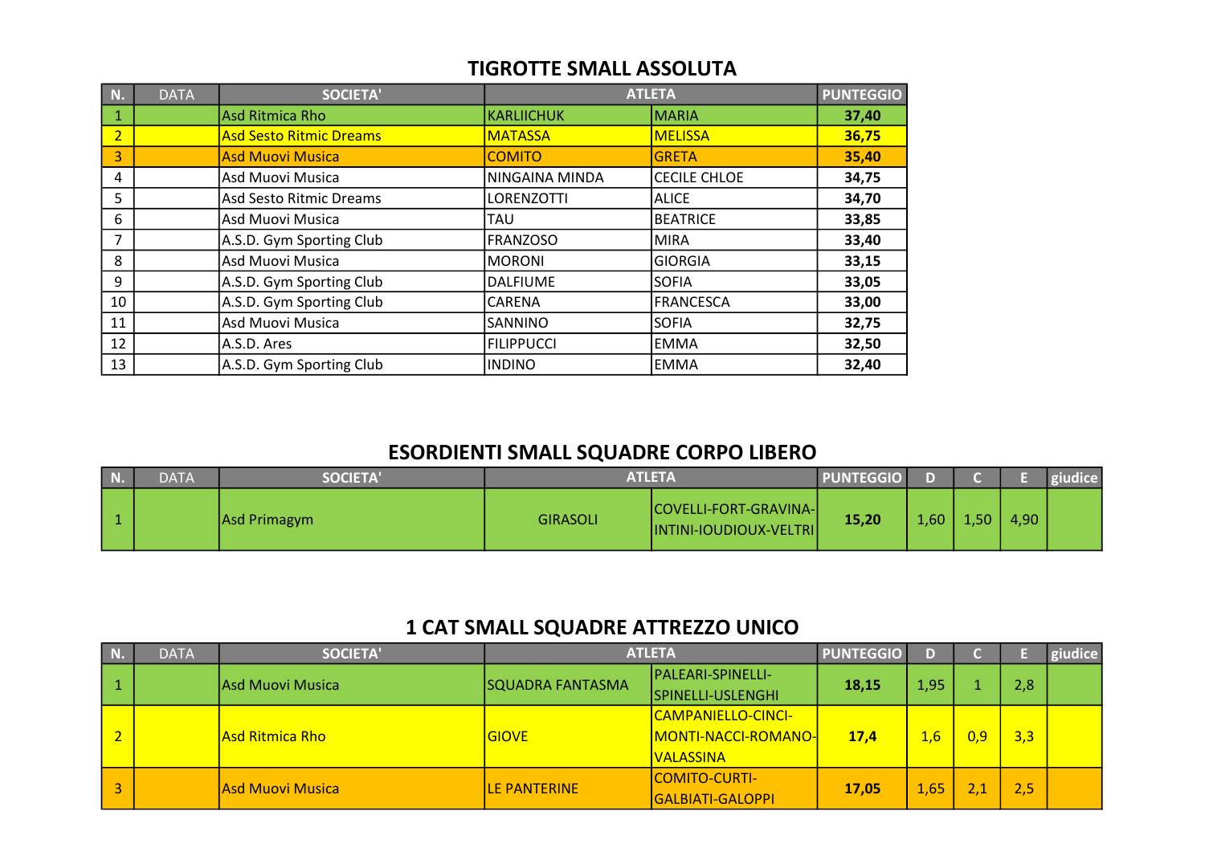## TIGROTTE SMALL ASSOLUTA

| N. | DATA | SOCIETA' | ATLETA | | PUNTEGGIO |
|---|---|---|---|---|---|
| 1 | | Asd Ritmica Rho | KARLIICHUK | MARIA | **37,40** |
| 2 | | Asd Sesto Ritmic Dreams | MATASSA | MELISSA | **36,75** |
| 3 | | Asd Muovi Musica | COMITO | GRETA | **35,40** |
| 4 | | Asd Muovi Musica | NINGAINA MINDA | CECILE CHLOE | **34,75** |
| 5 | | Asd Sesto Ritmic Dreams | LORENZOTTI | ALICE | **34,70** |
| 6 | | Asd Muovi Musica | TAU | BEATRICE | **33,85** |
| 7 | | A.S.D. Gym Sporting Club | FRANZOSO | MIRA | **33,40** |
| 8 | | Asd Muovi Musica | MORONI | GIORGIA | **33,15** |
| 9 | | A.S.D. Gym Sporting Club | DALFIUME | SOFIA | **33,05** |
| 10 | | A.S.D. Gym Sporting Club | CARENA | FRANCESCA | **33,00** |
| 11 | | Asd Muovi Musica | SANNINO | SOFIA | **32,75** |
| 12 | | A.S.D. Ares | FILIPPUCCI | EMMA | **32,50** |
| 13 | | A.S.D. Gym Sporting Club | INDINO | EMMA | **32,40** |

## ESORDIENTI SMALL SQUADRE CORPO LIBERO

| N. | DATA | SOCIETA' | ATLETA | | PUNTEGGIO | D | C | E | giudice |
|---|---|---|---|---|---|---|---|---|---|
| 1 | | Asd Primagym | GIRASOLI | COVELLI-FORT-GRAVINA-INTINI-IOUDIOUX-VELTRI | **15,20** | 1,60 | 1,50 | 4,90 | |

## 1 CAT SMALL SQUADRE ATTREZZO UNICO

| N. | DATA | SOCIETA' | ATLETA | | PUNTEGGIO | D | C | E | giudice |
|---|---|---|---|---|---|---|---|---|---|
| 1 | | Asd Muovi Musica | SQUADRA FANTASMA | PALEARI-SPINELLI-SPINELLI-USLENGHI | **18,15** | 1,95 | 1 | 2,8 | |
| 2 | | Asd Ritmica Rho | GIOVE | CAMPANIELLO-CINCI-MONTI-NACCI-ROMANO-VALASSINA | **17,4** | 1,6 | 0,9 | 3,3 | |
| 3 | | Asd Muovi Musica | LE PANTERINE | COMITO-CURTI-GALBIATI-GALOPPI | **17,05** | 1,65 | 2,1 | 2,5 | |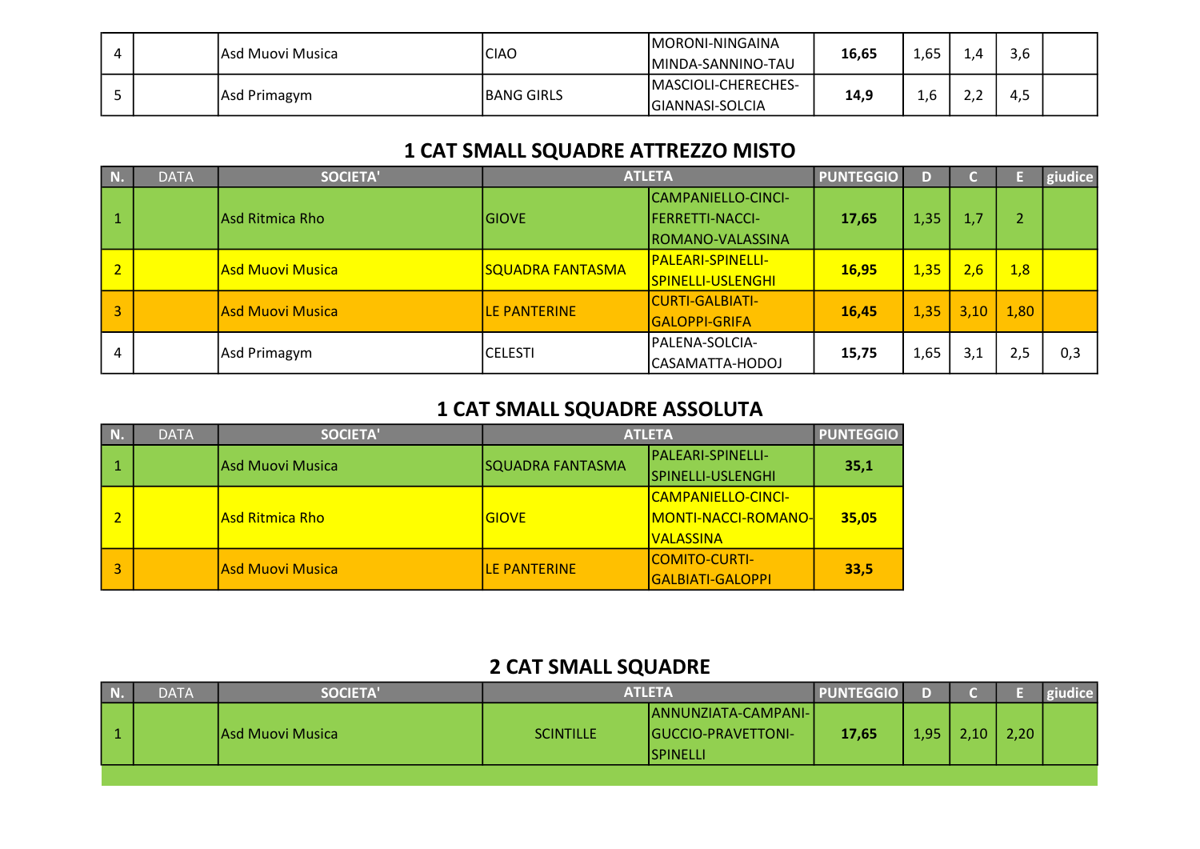| 4 | | Asd Muovi Musica | CIAO | MORONI-NINGAINA MINDA-SANNINO-TAU | **16,65** | 1,65 | 1,4 | 3,6 | |
|---|---|---|---|---|---|---|---|---|---|
| 5 | | Asd Primagym | BANG GIRLS | MASCIOLI-CHERECHES-GIANNASI-SOLCIA | **14,9** | 1,6 | 2,2 | 4,5 | |

## 1 CAT SMALL SQUADRE ATTREZZO MISTO

| N. | DATA | SOCIETA' | ATLETA | | PUNTEGGIO | D | C | E | giudice |
|---|---|---|---|---|---|---|---|---|---|
| 1 | | Asd Ritmica Rho | GIOVE | CAMPANIELLO-CINCI-FERRETTI-NACCI-ROMANO-VALASSINA | **17,65** | 1,35 | 1,7 | 2 | |
| 2 | | Asd Muovi Musica | SQUADRA FANTASMA | PALEARI-SPINELLI-SPINELLI-USLENGHI | **16,95** | 1,35 | 2,6 | 1,8 | |
| 3 | | Asd Muovi Musica | LE PANTERINE | CURTI-GALBIATI-GALOPPI-GRIFA | **16,45** | 1,35 | 3,10 | 1,80 | |
| 4 | | Asd Primagym | CELESTI | PALENA-SOLCIA-CASAMATTA-HODOJ | **15,75** | 1,65 | 3,1 | 2,5 | 0,3 |

## 1 CAT SMALL SQUADRE ASSOLUTA

| N. | DATA | SOCIETA' | ATLETA | | PUNTEGGIO |
|---|---|---|---|---|---|
| 1 | | Asd Muovi Musica | SQUADRA FANTASMA | PALEARI-SPINELLI-SPINELLI-USLENGHI | **35,1** |
| 2 | | Asd Ritmica Rho | GIOVE | CAMPANIELLO-CINCI-MONTI-NACCI-ROMANO-VALASSINA | **35,05** |
| 3 | | Asd Muovi Musica | LE PANTERINE | COMITO-CURTI-GALBIATI-GALOPPI | **33,5** |

## 2 CAT SMALL SQUADRE

| N. | DATA | SOCIETA' | ATLETA | | PUNTEGGIO | D | C | E | giudice |
|---|---|---|---|---|---|---|---|---|---|
| 1 | | Asd Muovi Musica | SCINTILLE | ANNUNZIATA-CAMPANI-GUCCIO-PRAVETTONI-SPINELLI | **17,65** | 1,95 | 2,10 | 2,20 | |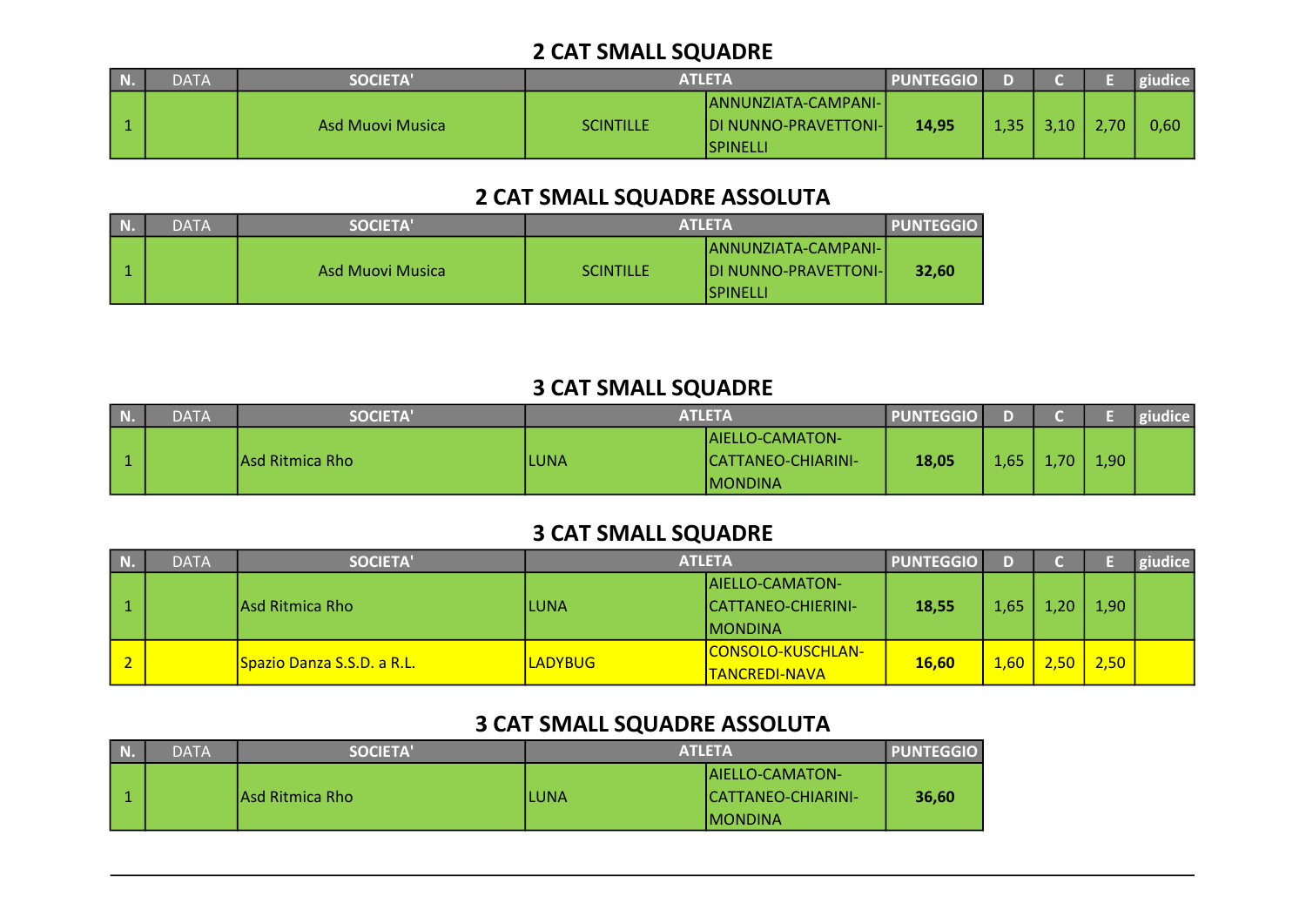## 2 CAT SMALL SQUADRE

| N. | DATA | SOCIETA' | ATLETA | | PUNTEGGIO | D | C | E | giudice |
|---|---|---|---|---|---|---|---|---|---|
| 1 | | Asd Muovi Musica | SCINTILLE | ANNUNZIATA-CAMPANI-DI NUNNO-PRAVETTONI-SPINELLI | **14,95** | 1,35 | 3,10 | 2,70 | 0,60 |

## 2 CAT SMALL SQUADRE ASSOLUTA

| N. | DATA | SOCIETA' | ATLETA | | PUNTEGGIO |
|---|---|---|---|---|---|
| 1 | | Asd Muovi Musica | SCINTILLE | ANNUNZIATA-CAMPANI-DI NUNNO-PRAVETTONI-SPINELLI | **32,60** |

## 3 CAT SMALL SQUADRE

| N. | DATA | SOCIETA' | ATLETA | | PUNTEGGIO | D | C | E | giudice |
|---|---|---|---|---|---|---|---|---|---|
| 1 | | Asd Ritmica Rho | LUNA | AIELLO-CAMATON-CATTANEO-CHIARINI-MONDINA | **18,05** | 1,65 | 1,70 | 1,90 | |

## 3 CAT SMALL SQUADRE

| N. | DATA | SOCIETA' | ATLETA | | PUNTEGGIO | D | C | E | giudice |
|---|---|---|---|---|---|---|---|---|---|
| 1 | | Asd Ritmica Rho | LUNA | AIELLO-CAMATON-CATTANEO-CHIERINI-MONDINA | **18,55** | 1,65 | 1,20 | 1,90 | |
| 2 | | Spazio Danza S.S.D. a R.L. | LADYBUG | CONSOLO-KUSCHLAN-TANCREDI-NAVA | **16,60** | 1,60 | 2,50 | 2,50 | |

## 3 CAT SMALL SQUADRE ASSOLUTA

| N. | DATA | SOCIETA' | ATLETA | | PUNTEGGIO |
|---|---|---|---|---|---|
| 1 | | Asd Ritmica Rho | LUNA | AIELLO-CAMATON-CATTANEO-CHIARINI-MONDINA | **36,60** |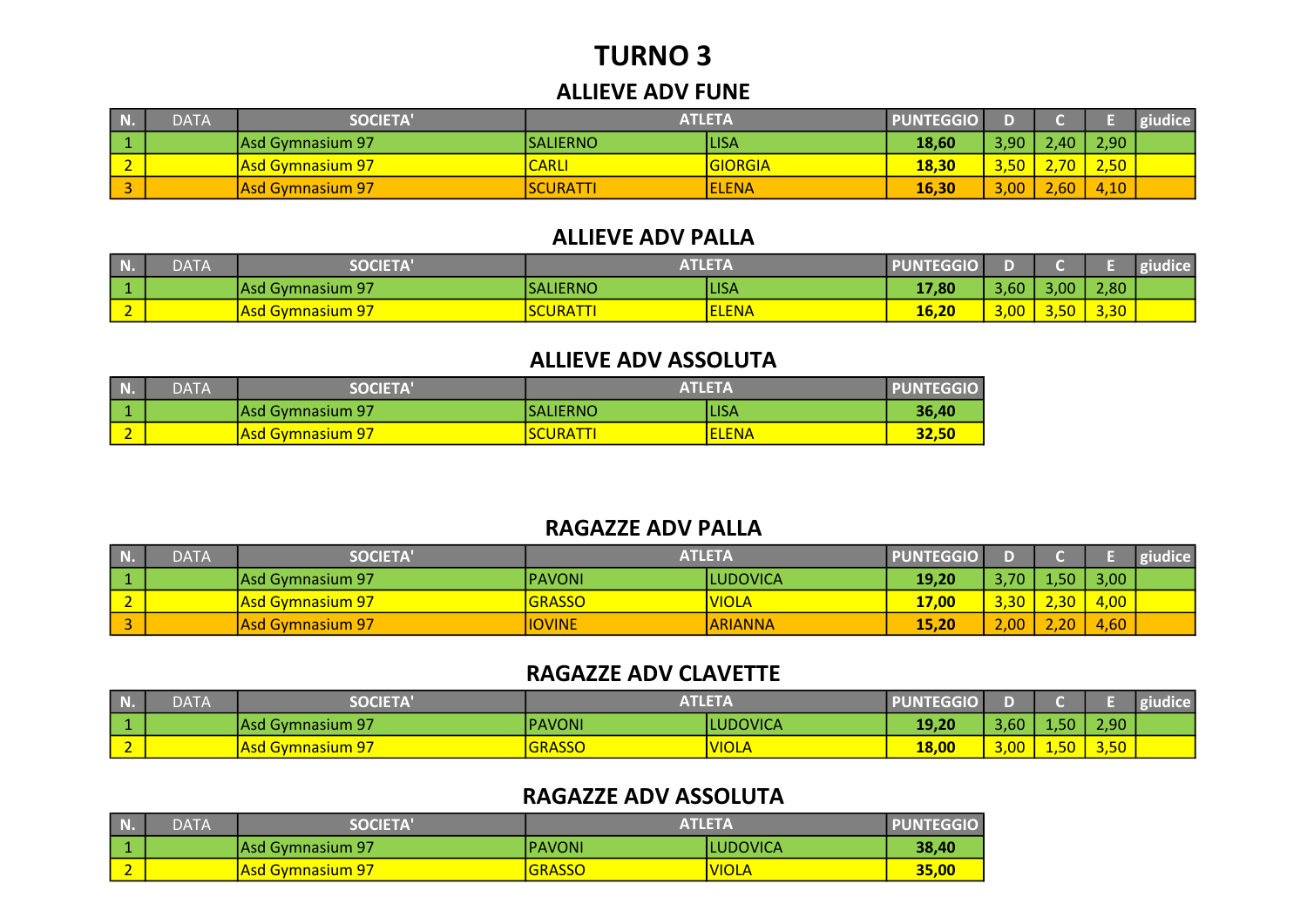# TURNO 3

## ALLIEVE ADV FUNE

| N. | DATA | SOCIETA' | ATLETA | | PUNTEGGIO | D | C | E | giudice |
|---|---|---|---|---|---|---|---|---|---|
| 1 | | Asd Gymnasium 97 | SALIERNO | LISA | **18,60** | 3,90 | 2,40 | 2,90 | |
| 2 | | Asd Gymnasium 97 | CARLI | GIORGIA | **18,30** | 3,50 | 2,70 | 2,50 | |
| 3 | | Asd Gymnasium 97 | SCURATTI | ELENA | **16,30** | 3,00 | 2,60 | 4,10 | |

## ALLIEVE ADV PALLA

| N. | DATA | SOCIETA' | ATLETA | | PUNTEGGIO | D | C | E | giudice |
|---|---|---|---|---|---|---|---|---|---|
| 1 | | Asd Gymnasium 97 | SALIERNO | LISA | **17,80** | 3,60 | 3,00 | 2,80 | |
| 2 | | Asd Gymnasium 97 | SCURATTI | ELENA | **16,20** | 3,00 | 3,50 | 3,30 | |

## ALLIEVE ADV ASSOLUTA

| N. | DATA | SOCIETA' | ATLETA | | PUNTEGGIO |
|---|---|---|---|---|---|
| 1 | | Asd Gymnasium 97 | SALIERNO | LISA | **36,40** |
| 2 | | Asd Gymnasium 97 | SCURATTI | ELENA | **32,50** |

## RAGAZZE ADV PALLA

| N. | DATA | SOCIETA' | ATLETA | | PUNTEGGIO | D | C | E | giudice |
|---|---|---|---|---|---|---|---|---|---|
| 1 | | Asd Gymnasium 97 | PAVONI | LUDOVICA | **19,20** | 3,70 | 1,50 | 3,00 | |
| 2 | | Asd Gymnasium 97 | GRASSO | VIOLA | **17,00** | 3,30 | 2,30 | 4,00 | |
| 3 | | Asd Gymnasium 97 | IOVINE | ARIANNA | **15,20** | 2,00 | 2,20 | 4,60 | |

## RAGAZZE ADV CLAVETTE

| N. | DATA | SOCIETA' | ATLETA | | PUNTEGGIO | D | C | E | giudice |
|---|---|---|---|---|---|---|---|---|---|
| 1 | | Asd Gymnasium 97 | PAVONI | LUDOVICA | **19,20** | 3,60 | 1,50 | 2,90 | |
| 2 | | Asd Gymnasium 97 | GRASSO | VIOLA | **18,00** | 3,00 | 1,50 | 3,50 | |

## RAGAZZE ADV ASSOLUTA

| N. | DATA | SOCIETA' | ATLETA | | PUNTEGGIO |
|---|---|---|---|---|---|
| 1 | | Asd Gymnasium 97 | PAVONI | LUDOVICA | **38,40** |
| 2 | | Asd Gymnasium 97 | GRASSO | VIOLA | **35,00** |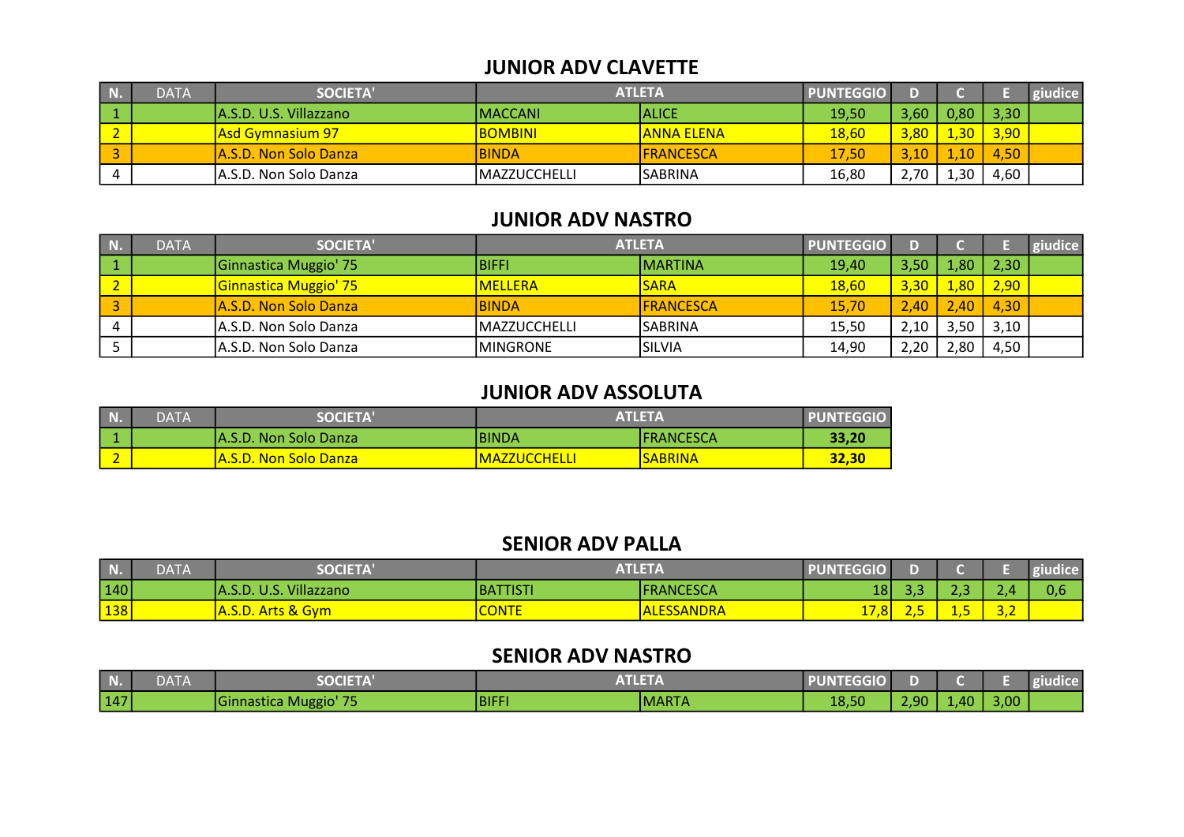## JUNIOR ADV CLAVETTE

| N. | DATA | SOCIETA' | ATLETA | | PUNTEGGIO | D | C | E | giudice |
|---|---|---|---|---|---|---|---|---|---|
| 1 | | A.S.D. U.S. Villazzano | MACCANI | ALICE | 19,50 | 3,60 | 0,80 | 3,30 | |
| 2 | | Asd Gymnasium 97 | BOMBINI | ANNA ELENA | 18,60 | 3,80 | 1,30 | 3,90 | |
| 3 | | A.S.D. Non Solo Danza | BINDA | FRANCESCA | 17,50 | 3,10 | 1,10 | 4,50 | |
| 4 | | A.S.D. Non Solo Danza | MAZZUCCHELLI | SABRINA | 16,80 | 2,70 | 1,30 | 4,60 | |

## JUNIOR ADV NASTRO

| N. | DATA | SOCIETA' | ATLETA | | PUNTEGGIO | D | C | E | giudice |
|---|---|---|---|---|---|---|---|---|---|
| 1 | | Ginnastica Muggio' 75 | BIFFI | MARTINA | 19,40 | 3,50 | 1,80 | 2,30 | |
| 2 | | Ginnastica Muggio' 75 | MELLERA | SARA | 18,60 | 3,30 | 1,80 | 2,90 | |
| 3 | | A.S.D. Non Solo Danza | BINDA | FRANCESCA | 15,70 | 2,40 | 2,40 | 4,30 | |
| 4 | | A.S.D. Non Solo Danza | MAZZUCCHELLI | SABRINA | 15,50 | 2,10 | 3,50 | 3,10 | |
| 5 | | A.S.D. Non Solo Danza | MINGRONE | SILVIA | 14,90 | 2,20 | 2,80 | 4,50 | |

## JUNIOR ADV ASSOLUTA

| N. | DATA | SOCIETA' | ATLETA | | PUNTEGGIO |
|---|---|---|---|---|---|
| 1 | | A.S.D. Non Solo Danza | BINDA | FRANCESCA | **33,20** |
| 2 | | A.S.D. Non Solo Danza | MAZZUCCHELLI | SABRINA | **32,30** |

## SENIOR ADV PALLA

| N. | DATA | SOCIETA' | ATLETA | | PUNTEGGIO | D | C | E | giudice |
|---|---|---|---|---|---|---|---|---|---|
| 140 | | A.S.D. U.S. Villazzano | BATTISTI | FRANCESCA | 18 | 3,3 | 2,3 | 2,4 | 0,6 |
| 138 | | A.S.D. Arts & Gym | CONTE | ALESSANDRA | 17,8 | 2,5 | 1,5 | 3,2 | |

## SENIOR ADV NASTRO

| N. | DATA | SOCIETA' | ATLETA | | PUNTEGGIO | D | C | E | giudice |
|---|---|---|---|---|---|---|---|---|---|
| 147 | | Ginnastica Muggio' 75 | BIFFI | MARTA | 18,50 | 2,90 | 1,40 | 3,00 | |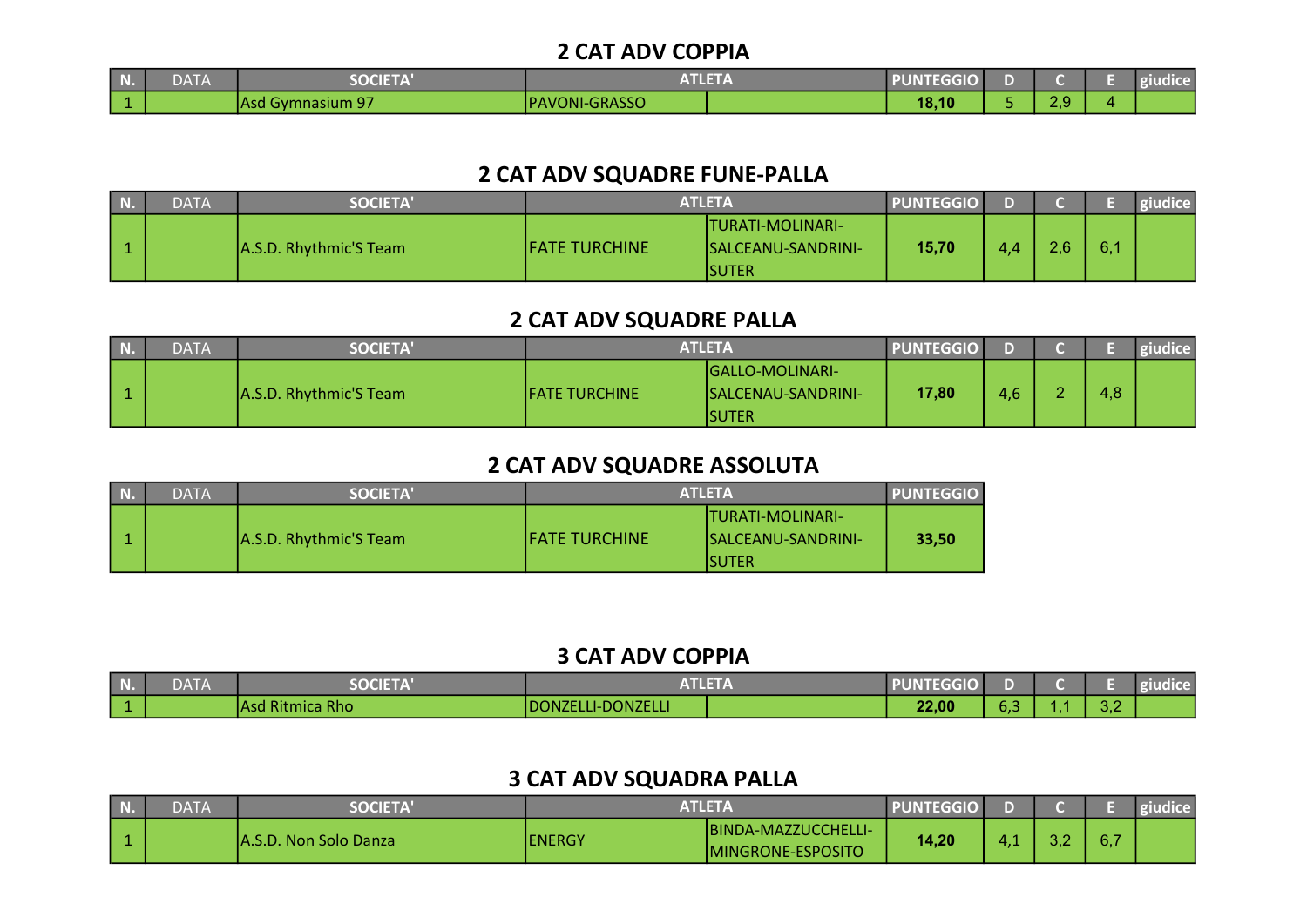## 2 CAT ADV COPPIA

| N. | DATA | SOCIETA' | ATLETA | | PUNTEGGIO | D | C | E | giudice |
|---|---|---|---|---|---|---|---|---|---|
| 1 | | Asd Gymnasium 97 | PAVONI-GRASSO | | **18,10** | 5 | 2,9 | 4 | |

## 2 CAT ADV SQUADRE FUNE-PALLA

| N. | DATA | SOCIETA' | ATLETA | | PUNTEGGIO | D | C | E | giudice |
|---|---|---|---|---|---|---|---|---|---|
| 1 | | A.S.D. Rhythmic'S Team | FATE TURCHINE | TURATI-MOLINARI-SALCEANU-SANDRINI-SUTER | **15,70** | 4,4 | 2,6 | 6,1 | |

## 2 CAT ADV SQUADRE PALLA

| N. | DATA | SOCIETA' | ATLETA | | PUNTEGGIO | D | C | E | giudice |
|---|---|---|---|---|---|---|---|---|---|
| 1 | | A.S.D. Rhythmic'S Team | FATE TURCHINE | GALLO-MOLINARI-SALCENAU-SANDRINI-SUTER | **17,80** | 4,6 | 2 | 4,8 | |

## 2 CAT ADV SQUADRE ASSOLUTA

| N. | DATA | SOCIETA' | ATLETA | | PUNTEGGIO |
|---|---|---|---|---|---|
| 1 | | A.S.D. Rhythmic'S Team | FATE TURCHINE | TURATI-MOLINARI-SALCEANU-SANDRINI-SUTER | **33,50** |

## 3 CAT ADV COPPIA

| N. | DATA | SOCIETA' | ATLETA | | PUNTEGGIO | D | C | E | giudice |
|---|---|---|---|---|---|---|---|---|---|
| 1 | | Asd Ritmica Rho | DONZELLI-DONZELLI | | **22,00** | 6,3 | 1,1 | 3,2 | |

## 3 CAT ADV SQUADRA PALLA

| N. | DATA | SOCIETA' | ATLETA | | PUNTEGGIO | D | C | E | giudice |
|---|---|---|---|---|---|---|---|---|---|
| 1 | | A.S.D. Non Solo Danza | ENERGY | BINDA-MAZZUCCHELLI-MINGRONE-ESPOSITO | **14,20** | 4,1 | 3,2 | 6,7 | |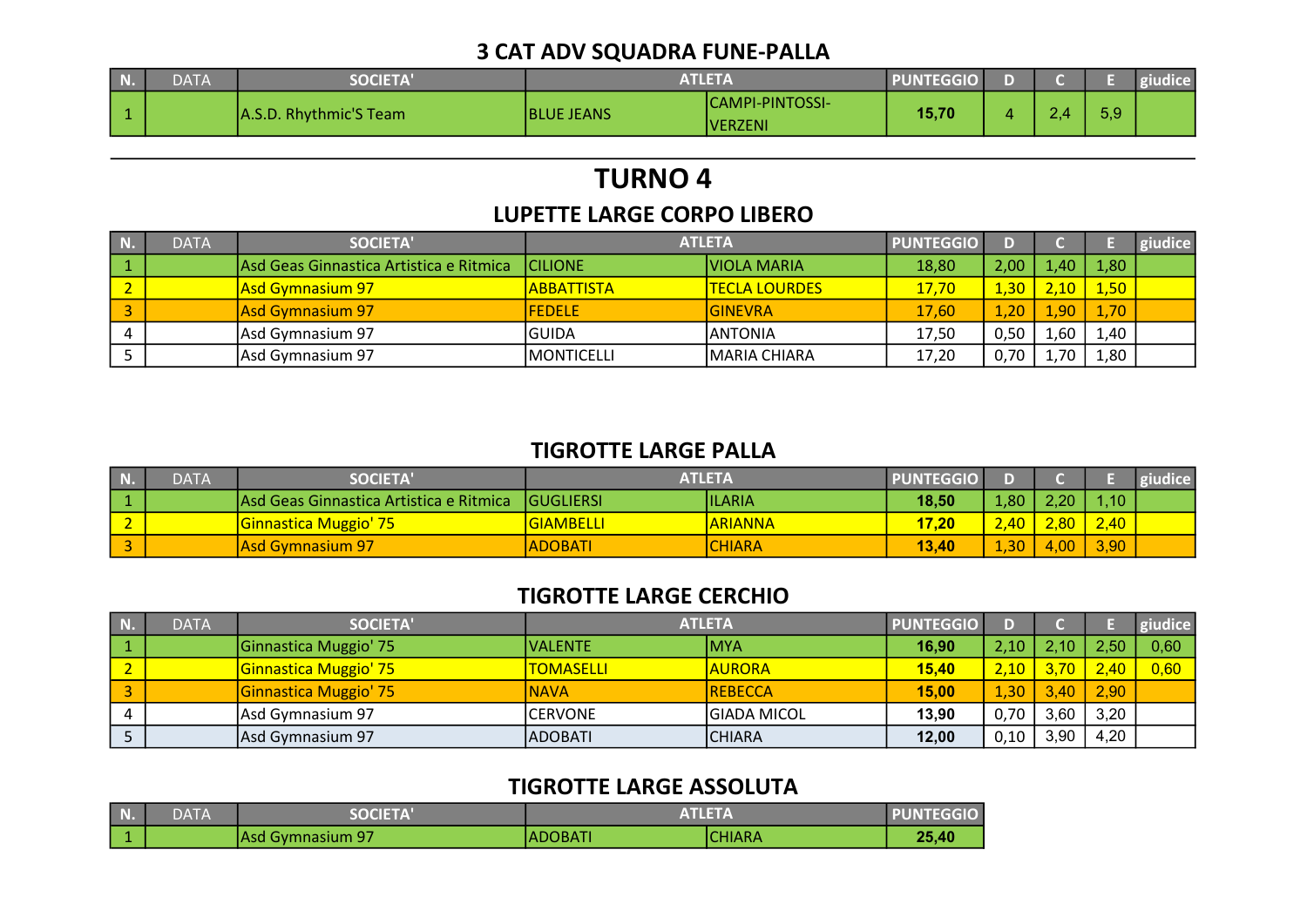## 3 CAT ADV SQUADRA FUNE-PALLA

| N. | DATA | SOCIETA' | ATLETA | | PUNTEGGIO | D | C | E | giudice |
|---|---|---|---|---|---|---|---|---|---|
| 1 | | A.S.D. Rhythmic'S Team | BLUE JEANS | CAMPI-PINTOSSI-VERZENI | **15,70** | 4 | 2,4 | 5,9 | |

# TURNO 4

## LUPETTE LARGE CORPO LIBERO

| N. | DATA | SOCIETA' | ATLETA | | PUNTEGGIO | D | C | E | giudice |
|---|---|---|---|---|---|---|---|---|---|
| 1 | | Asd Geas Ginnastica Artistica e Ritmica | CILIONE | VIOLA MARIA | 18,80 | 2,00 | 1,40 | 1,80 | |
| 2 | | Asd Gymnasium 97 | ABBATTISTA | TECLA LOURDES | 17,70 | 1,30 | 2,10 | 1,50 | |
| 3 | | Asd Gymnasium 97 | FEDELE | GINEVRA | 17,60 | 1,20 | 1,90 | 1,70 | |
| 4 | | Asd Gymnasium 97 | GUIDA | ANTONIA | 17,50 | 0,50 | 1,60 | 1,40 | |
| 5 | | Asd Gymnasium 97 | MONTICELLI | MARIA CHIARA | 17,20 | 0,70 | 1,70 | 1,80 | |

## TIGROTTE LARGE PALLA

| N. | DATA | SOCIETA' | ATLETA | | PUNTEGGIO | D | C | E | giudice |
|---|---|---|---|---|---|---|---|---|---|
| 1 | | Asd Geas Ginnastica Artistica e Ritmica | GUGLIERSI | ILARIA | **18,50** | 1,80 | 2,20 | 1,10 | |
| 2 | | Ginnastica Muggio' 75 | GIAMBELLI | ARIANNA | **17,20** | 2,40 | 2,80 | 2,40 | |
| 3 | | Asd Gymnasium 97 | ADOBATI | CHIARA | **13,40** | 1,30 | 4,00 | 3,90 | |

## TIGROTTE LARGE CERCHIO

| N. | DATA | SOCIETA' | ATLETA | | PUNTEGGIO | D | C | E | giudice |
|---|---|---|---|---|---|---|---|---|---|
| 1 | | Ginnastica Muggio' 75 | VALENTE | MYA | **16,90** | 2,10 | 2,10 | 2,50 | 0,60 |
| 2 | | Ginnastica Muggio' 75 | TOMASELLI | AURORA | **15,40** | 2,10 | 3,70 | 2,40 | 0,60 |
| 3 | | Ginnastica Muggio' 75 | NAVA | REBECCA | **15,00** | 1,30 | 3,40 | 2,90 | |
| 4 | | Asd Gymnasium 97 | CERVONE | GIADA MICOL | **13,90** | 0,70 | 3,60 | 3,20 | |
| 5 | | Asd Gymnasium 97 | ADOBATI | CHIARA | **12,00** | 0,10 | 3,90 | 4,20 | |

## TIGROTTE LARGE ASSOLUTA

| N. | DATA | SOCIETA' | ATLETA | | PUNTEGGIO |
|---|---|---|---|---|---|
| 1 | | Asd Gymnasium 97 | ADOBATI | CHIARA | **25,40** |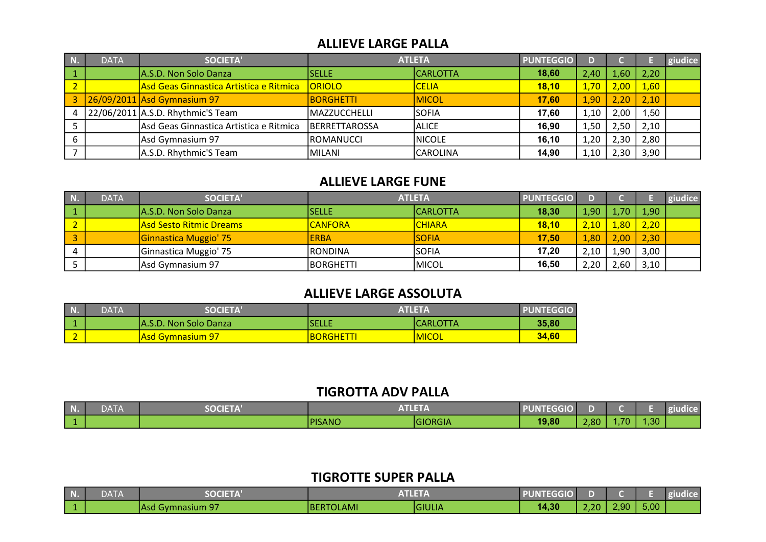## ALLIEVE LARGE PALLA

| N. | DATA | SOCIETA' | ATLETA | | PUNTEGGIO | D | C | E | giudice |
|---|---|---|---|---|---|---|---|---|---|
| 1 | | A.S.D. Non Solo Danza | SELLE | CARLOTTA | **18,60** | 2,40 | 1,60 | 2,20 | |
| 2 | | Asd Geas Ginnastica Artistica e Ritmica | ORIOLO | CELIA | **18,10** | 1,70 | 2,00 | 1,60 | |
| 3 | 26/09/2011 | Asd Gymnasium 97 | BORGHETTI | MICOL | **17,60** | 1,90 | 2,20 | 2,10 | |
| 4 | 22/06/2011 | A.S.D. Rhythmic'S Team | MAZZUCCHELLI | SOFIA | **17,60** | 1,10 | 2,00 | 1,50 | |
| 5 | | Asd Geas Ginnastica Artistica e Ritmica | BERRETTAROSSA | ALICE | **16,90** | 1,50 | 2,50 | 2,10 | |
| 6 | | Asd Gymnasium 97 | ROMANUCCI | NICOLE | **16,10** | 1,20 | 2,30 | 2,80 | |
| 7 | | A.S.D. Rhythmic'S Team | MILANI | CAROLINA | **14,90** | 1,10 | 2,30 | 3,90 | |

## ALLIEVE LARGE FUNE

| N. | DATA | SOCIETA' | ATLETA | | PUNTEGGIO | D | C | E | giudice |
|---|---|---|---|---|---|---|---|---|---|
| 1 | | A.S.D. Non Solo Danza | SELLE | CARLOTTA | **18,30** | 1,90 | 1,70 | 1,90 | |
| 2 | | Asd Sesto Ritmic Dreams | CANFORA | CHIARA | **18,10** | 2,10 | 1,80 | 2,20 | |
| 3 | | Ginnastica Muggio' 75 | ERBA | SOFIA | **17,50** | 1,80 | 2,00 | 2,30 | |
| 4 | | Ginnastica Muggio' 75 | RONDINA | SOFIA | **17,20** | 2,10 | 1,90 | 3,00 | |
| 5 | | Asd Gymnasium 97 | BORGHETTI | MICOL | **16,50** | 2,20 | 2,60 | 3,10 | |

## ALLIEVE LARGE ASSOLUTA

| N. | DATA | SOCIETA' | ATLETA | | PUNTEGGIO |
|---|---|---|---|---|---|
| 1 | | A.S.D. Non Solo Danza | SELLE | CARLOTTA | **35,80** |
| 2 | | Asd Gymnasium 97 | BORGHETTI | MICOL | **34,60** |

## TIGROTTA ADV PALLA

| N. | DATA | SOCIETA' | ATLETA | | PUNTEGGIO | D | C | E | giudice |
|---|---|---|---|---|---|---|---|---|---|
| 1 | | | PISANO | GIORGIA | **19,80** | 2,80 | 1,70 | 1,30 | |

## TIGROTTE SUPER PALLA

| N. | DATA | SOCIETA' | ATLETA | | PUNTEGGIO | D | C | E | giudice |
|---|---|---|---|---|---|---|---|---|---|
| 1 | | Asd Gymnasium 97 | BERTOLAMI | GIULIA | **14,30** | 2,20 | 2,90 | 5,00 | |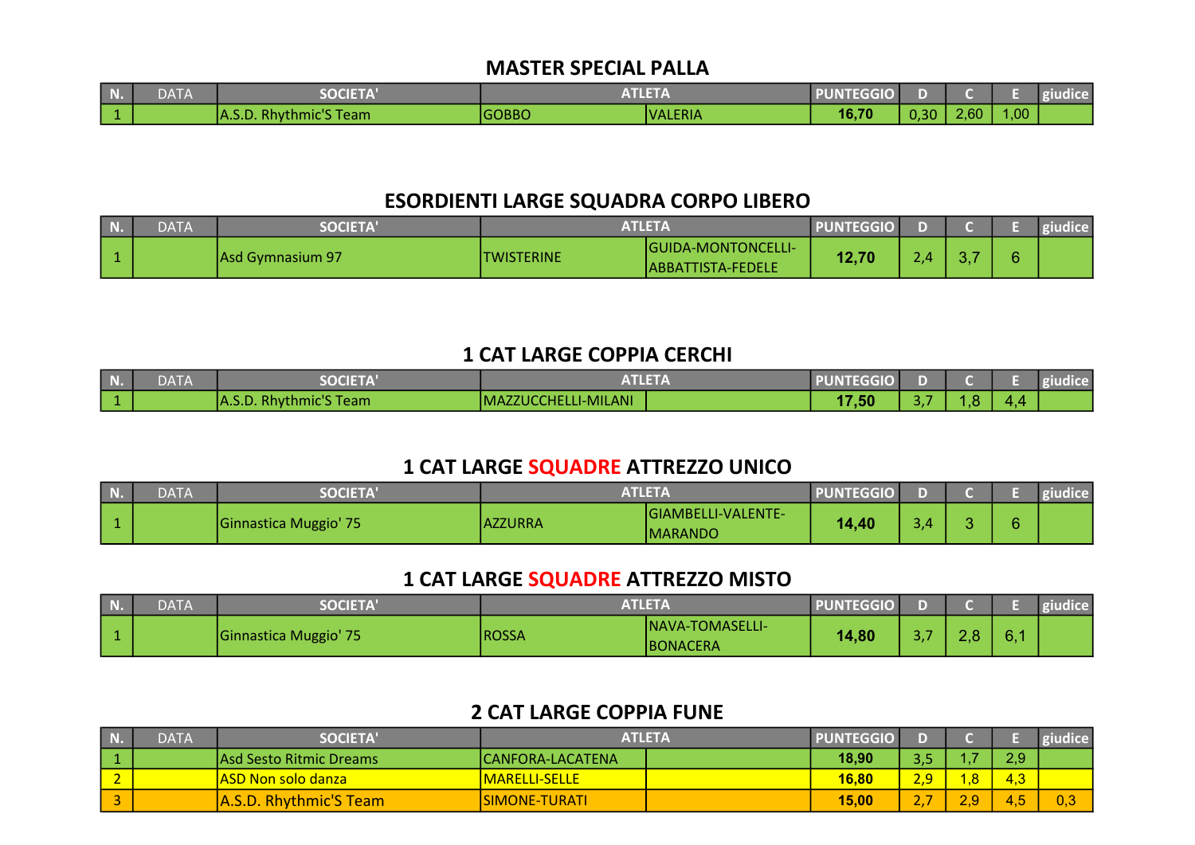## MASTER SPECIAL PALLA

| N. | DATA | SOCIETA' | ATLETA | | PUNTEGGIO | D | C | E | giudice |
|---|---|---|---|---|---|---|---|---|---|
| 1 | | A.S.D. Rhythmic'S Team | GOBBO | VALERIA | **16,70** | 0,30 | 2,60 | 1,00 | |

## ESORDIENTI LARGE SQUADRA CORPO LIBERO

| N. | DATA | SOCIETA' | ATLETA | | PUNTEGGIO | D | C | E | giudice |
|---|---|---|---|---|---|---|---|---|---|
| 1 | | Asd Gymnasium 97 | TWISTERINE | GUIDA-MONTONCELLI-ABBATTISTA-FEDELE | **12,70** | 2,4 | 3,7 | 6 | |

## 1 CAT LARGE COPPIA CERCHI

| N. | DATA | SOCIETA' | ATLETA | | PUNTEGGIO | D | C | E | giudice |
|---|---|---|---|---|---|---|---|---|---|
| 1 | | A.S.D. Rhythmic'S Team | MAZZUCCHELLI-MILANI | | **17,50** | 3,7 | 1,8 | 4,4 | |

## 1 CAT LARGE SQUADRE ATTREZZO UNICO

| N. | DATA | SOCIETA' | ATLETA | | PUNTEGGIO | D | C | E | giudice |
|---|---|---|---|---|---|---|---|---|---|
| 1 | | Ginnastica Muggio' 75 | AZZURRA | GIAMBELLI-VALENTE-MARANDO | **14,40** | 3,4 | 3 | 6 | |

## 1 CAT LARGE SQUADRE ATTREZZO MISTO

| N. | DATA | SOCIETA' | ATLETA | | PUNTEGGIO | D | C | E | giudice |
|---|---|---|---|---|---|---|---|---|---|
| 1 | | Ginnastica Muggio' 75 | ROSSA | NAVA-TOMASELLI-BONACERA | **14,80** | 3,7 | 2,8 | 6,1 | |

## 2 CAT LARGE COPPIA FUNE

| N. | DATA | SOCIETA' | ATLETA | | PUNTEGGIO | D | C | E | giudice |
|---|---|---|---|---|---|---|---|---|---|
| 1 | | Asd Sesto Ritmic Dreams | CANFORA-LACATENA | | **18,90** | 3,5 | 1,7 | 2,9 | |
| 2 | | ASD Non solo danza | MARELLI-SELLE | | **16,80** | 2,9 | 1,8 | 4,3 | |
| 3 | | A.S.D. Rhythmic'S Team | SIMONE-TURATI | | **15,00** | 2,7 | 2,9 | 4,5 | 0,3 |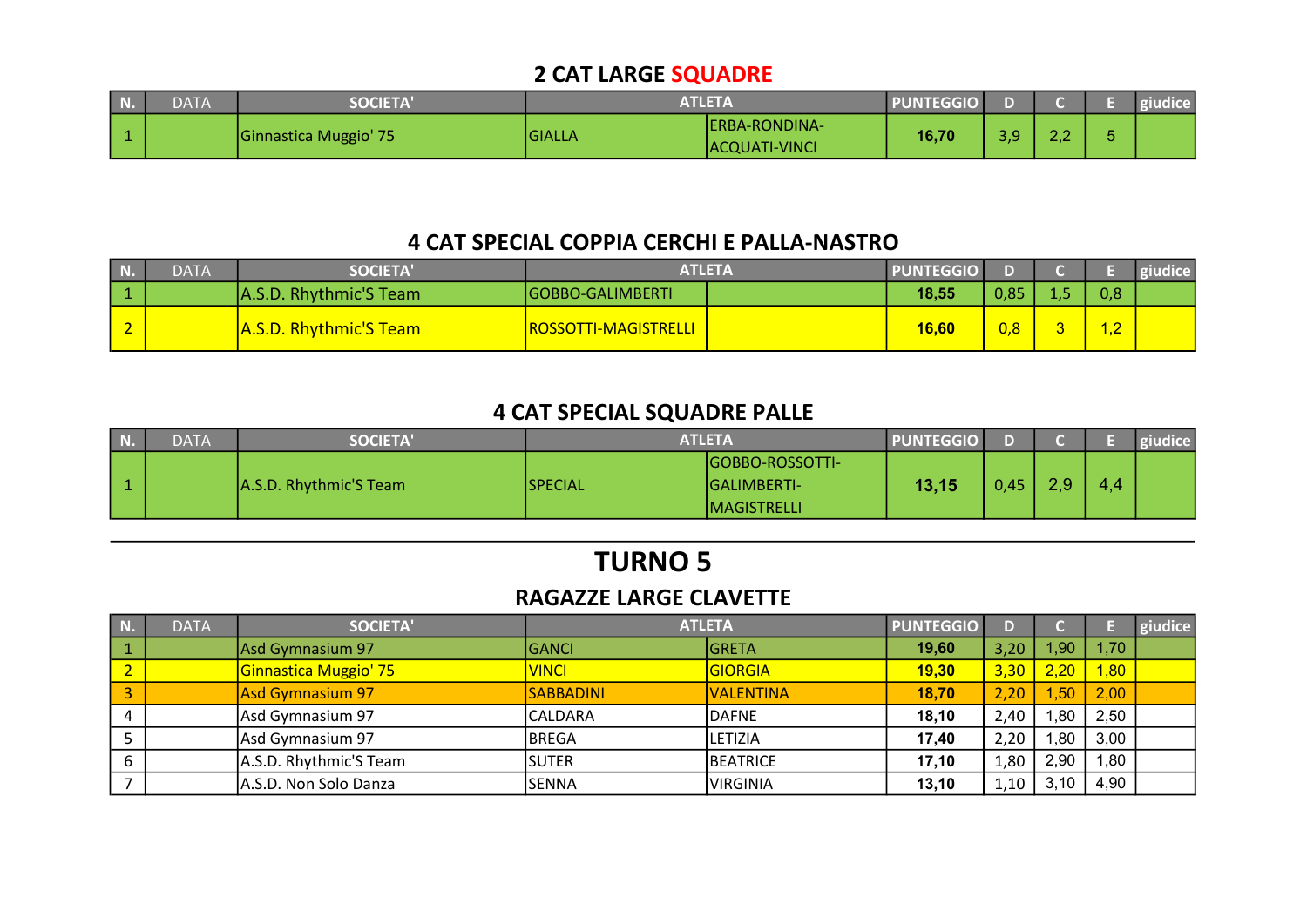## 2 CAT LARGE SQUADRE

| N. | DATA | SOCIETA' | ATLETA | | PUNTEGGIO | D | C | E | giudice |
|---|---|---|---|---|---|---|---|---|---|
| 1 | | Ginnastica Muggio' 75 | GIALLA | ERBA-RONDINA-ACQUATI-VINCI | **16,70** | 3,9 | 2,2 | 5 | |

## 4 CAT SPECIAL COPPIA CERCHI E PALLA-NASTRO

| N. | DATA | SOCIETA' | ATLETA | | PUNTEGGIO | D | C | E | giudice |
|---|---|---|---|---|---|---|---|---|---|
| 1 | | A.S.D. Rhythmic'S Team | GOBBO-GALIMBERTI | | **18,55** | 0,85 | 1,5 | 0,8 | |
| 2 | | A.S.D. Rhythmic'S Team | ROSSOTTI-MAGISTRELLI | | **16,60** | 0,8 | 3 | 1,2 | |

## 4 CAT SPECIAL SQUADRE PALLE

| N. | DATA | SOCIETA' | ATLETA | | PUNTEGGIO | D | C | E | giudice |
|---|---|---|---|---|---|---|---|---|---|
| 1 | | A.S.D. Rhythmic'S Team | SPECIAL | GOBBO-ROSSOTTI-GALIMBERTI-MAGISTRELLI | **13,15** | 0,45 | 2,9 | 4,4 | |

---

# TURNO 5

## RAGAZZE LARGE CLAVETTE

| N. | DATA | SOCIETA' | ATLETA | | PUNTEGGIO | D | C | E | giudice |
|---|---|---|---|---|---|---|---|---|---|
| 1 | | Asd Gymnasium 97 | GANCI | GRETA | **19,60** | 3,20 | 1,90 | 1,70 | |
| 2 | | Ginnastica Muggio' 75 | VINCI | GIORGIA | **19,30** | 3,30 | 2,20 | 1,80 | |
| 3 | | Asd Gymnasium 97 | SABBADINI | VALENTINA | **18,70** | 2,20 | 1,50 | 2,00 | |
| 4 | | Asd Gymnasium 97 | CALDARA | DAFNE | **18,10** | 2,40 | 1,80 | 2,50 | |
| 5 | | Asd Gymnasium 97 | BREGA | LETIZIA | **17,40** | 2,20 | 1,80 | 3,00 | |
| 6 | | A.S.D. Rhythmic'S Team | SUTER | BEATRICE | **17,10** | 1,80 | 2,90 | 1,80 | |
| 7 | | A.S.D. Non Solo Danza | SENNA | VIRGINIA | **13,10** | 1,10 | 3,10 | 4,90 | |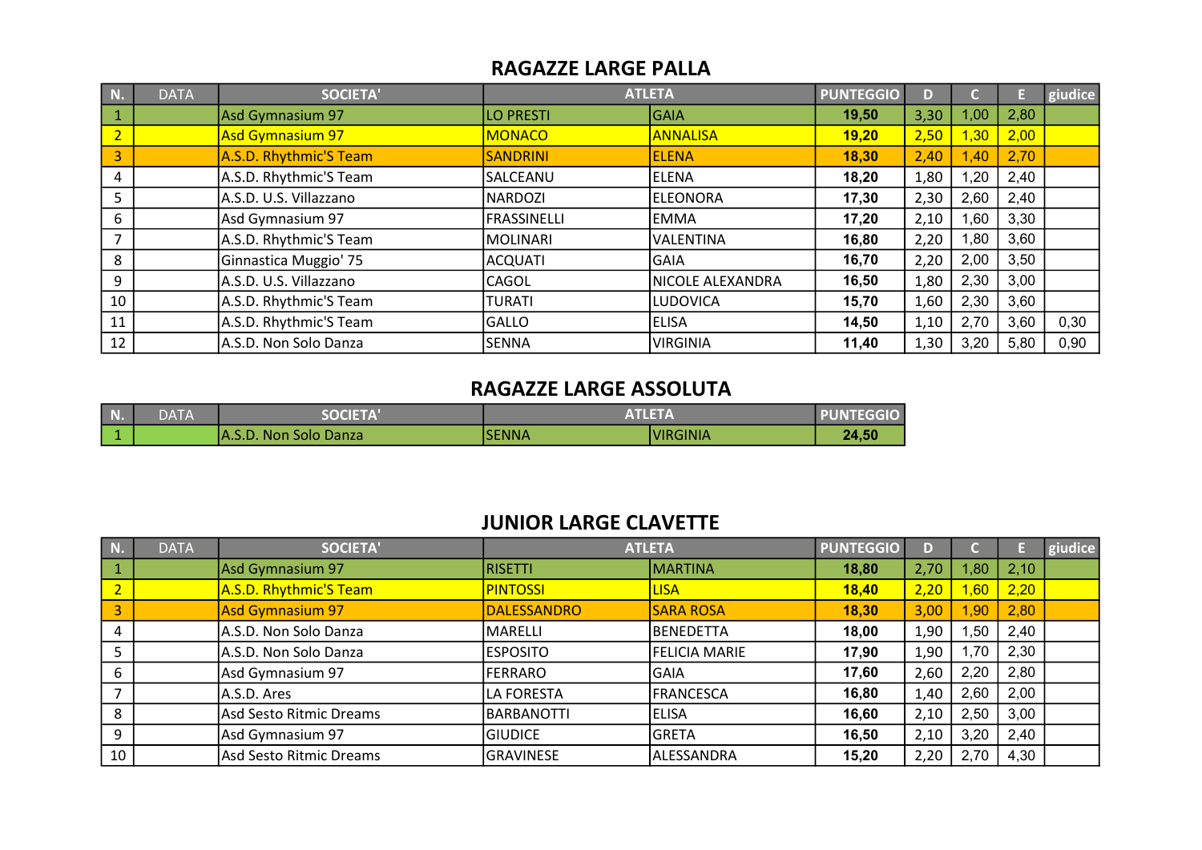## RAGAZZE LARGE PALLA

| N. | DATA | SOCIETA' | ATLETA | | PUNTEGGIO | D | C | E | giudice |
|---|---|---|---|---|---|---|---|---|---|
| 1 | | Asd Gymnasium 97 | LO PRESTI | GAIA | **19,50** | 3,30 | 1,00 | 2,80 | |
| 2 | | Asd Gymnasium 97 | MONACO | ANNALISA | **19,20** | 2,50 | 1,30 | 2,00 | |
| 3 | | A.S.D. Rhythmic'S Team | SANDRINI | ELENA | **18,30** | 2,40 | 1,40 | 2,70 | |
| 4 | | A.S.D. Rhythmic'S Team | SALCEANU | ELENA | **18,20** | 1,80 | 1,20 | 2,40 | |
| 5 | | A.S.D. U.S. Villazzano | NARDOZI | ELEONORA | **17,30** | 2,30 | 2,60 | 2,40 | |
| 6 | | Asd Gymnasium 97 | FRASSINELLI | EMMA | **17,20** | 2,10 | 1,60 | 3,30 | |
| 7 | | A.S.D. Rhythmic'S Team | MOLINARI | VALENTINA | **16,80** | 2,20 | 1,80 | 3,60 | |
| 8 | | Ginnastica Muggio' 75 | ACQUATI | GAIA | **16,70** | 2,20 | 2,00 | 3,50 | |
| 9 | | A.S.D. U.S. Villazzano | CAGOL | NICOLE ALEXANDRA | **16,50** | 1,80 | 2,30 | 3,00 | |
| 10 | | A.S.D. Rhythmic'S Team | TURATI | LUDOVICA | **15,70** | 1,60 | 2,30 | 3,60 | |
| 11 | | A.S.D. Rhythmic'S Team | GALLO | ELISA | **14,50** | 1,10 | 2,70 | 3,60 | 0,30 |
| 12 | | A.S.D. Non Solo Danza | SENNA | VIRGINIA | **11,40** | 1,30 | 3,20 | 5,80 | 0,90 |

## RAGAZZE LARGE ASSOLUTA

| N. | DATA | SOCIETA' | ATLETA | | PUNTEGGIO |
|---|---|---|---|---|---|
| 1 | | A.S.D. Non Solo Danza | SENNA | VIRGINIA | **24,50** |

## JUNIOR LARGE CLAVETTE

| N. | DATA | SOCIETA' | ATLETA | | PUNTEGGIO | D | C | E | giudice |
|---|---|---|---|---|---|---|---|---|---|
| 1 | | Asd Gymnasium 97 | RISETTI | MARTINA | **18,80** | 2,70 | 1,80 | 2,10 | |
| 2 | | A.S.D. Rhythmic'S Team | PINTOSSI | LISA | **18,40** | 2,20 | 1,60 | 2,20 | |
| 3 | | Asd Gymnasium 97 | DALESSANDRO | SARA ROSA | **18,30** | 3,00 | 1,90 | 2,80 | |
| 4 | | A.S.D. Non Solo Danza | MARELLI | BENEDETTA | **18,00** | 1,90 | 1,50 | 2,40 | |
| 5 | | A.S.D. Non Solo Danza | ESPOSITO | FELICIA MARIE | **17,90** | 1,90 | 1,70 | 2,30 | |
| 6 | | Asd Gymnasium 97 | FERRARO | GAIA | **17,60** | 2,60 | 2,20 | 2,80 | |
| 7 | | A.S.D. Ares | LA FORESTA | FRANCESCA | **16,80** | 1,40 | 2,60 | 2,00 | |
| 8 | | Asd Sesto Ritmic Dreams | BARBANOTTI | ELISA | **16,60** | 2,10 | 2,50 | 3,00 | |
| 9 | | Asd Gymnasium 97 | GIUDICE | GRETA | **16,50** | 2,10 | 3,20 | 2,40 | |
| 10 | | Asd Sesto Ritmic Dreams | GRAVINESE | ALESSANDRA | **15,20** | 2,20 | 2,70 | 4,30 | |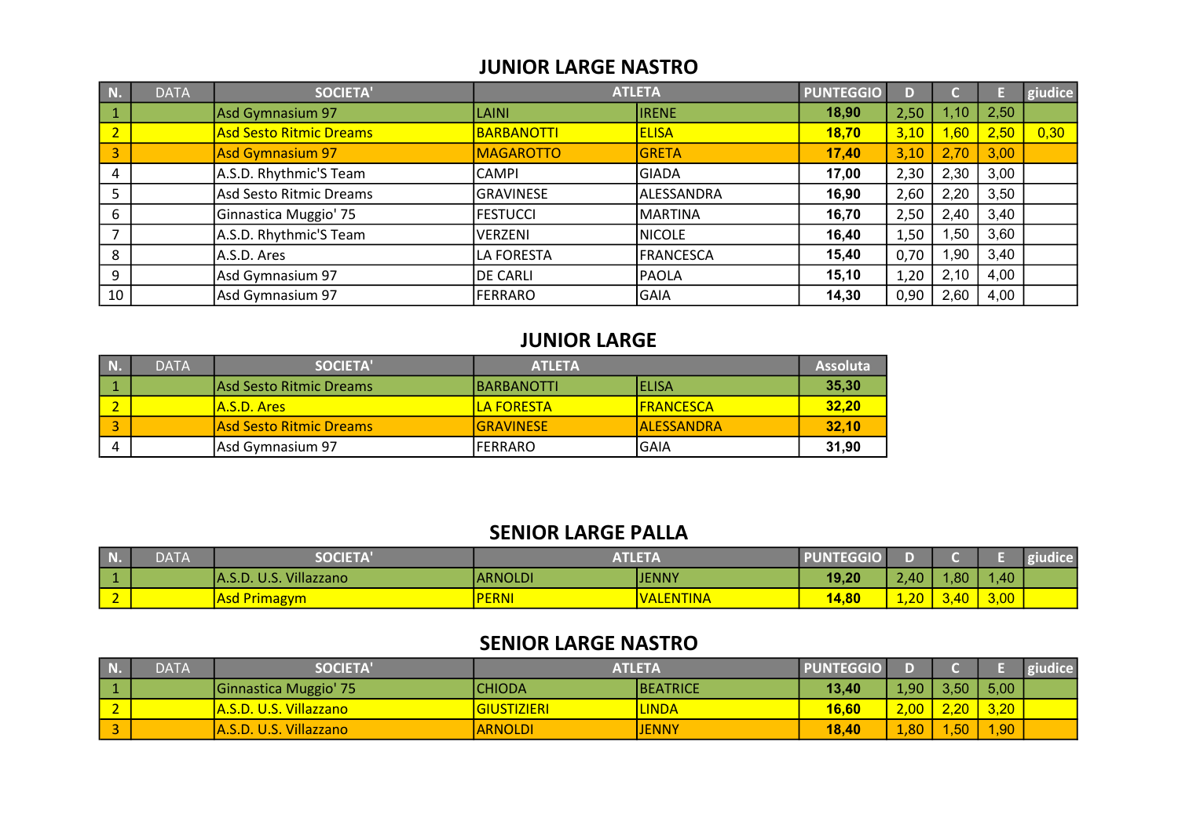## JUNIOR LARGE NASTRO

| N. | DATA | SOCIETA' | ATLETA | | PUNTEGGIO | D | C | E | giudice |
|---|---|---|---|---|---|---|---|---|---|
| 1 | | Asd Gymnasium 97 | LAINI | IRENE | **18,90** | 2,50 | 1,10 | 2,50 | |
| 2 | | Asd Sesto Ritmic Dreams | BARBANOTTI | ELISA | **18,70** | 3,10 | 1,60 | 2,50 | 0,30 |
| 3 | | Asd Gymnasium 97 | MAGAROTTO | GRETA | **17,40** | 3,10 | 2,70 | 3,00 | |
| 4 | | A.S.D. Rhythmic'S Team | CAMPI | GIADA | **17,00** | 2,30 | 2,30 | 3,00 | |
| 5 | | Asd Sesto Ritmic Dreams | GRAVINESE | ALESSANDRA | **16,90** | 2,60 | 2,20 | 3,50 | |
| 6 | | Ginnastica Muggio' 75 | FESTUCCI | MARTINA | **16,70** | 2,50 | 2,40 | 3,40 | |
| 7 | | A.S.D. Rhythmic'S Team | VERZENI | NICOLE | **16,40** | 1,50 | 1,50 | 3,60 | |
| 8 | | A.S.D. Ares | LA FORESTA | FRANCESCA | **15,40** | 0,70 | 1,90 | 3,40 | |
| 9 | | Asd Gymnasium 97 | DE CARLI | PAOLA | **15,10** | 1,20 | 2,10 | 4,00 | |
| 10 | | Asd Gymnasium 97 | FERRARO | GAIA | **14,30** | 0,90 | 2,60 | 4,00 | |

## JUNIOR LARGE

| N. | DATA | SOCIETA' | ATLETA | | Assoluta |
|---|---|---|---|---|---|
| 1 | | Asd Sesto Ritmic Dreams | BARBANOTTI | ELISA | **35,30** |
| 2 | | A.S.D. Ares | LA FORESTA | FRANCESCA | **32,20** |
| 3 | | Asd Sesto Ritmic Dreams | GRAVINESE | ALESSANDRA | **32,10** |
| 4 | | Asd Gymnasium 97 | FERRARO | GAIA | **31,90** |

## SENIOR LARGE PALLA

| N. | DATA | SOCIETA' | ATLETA | | PUNTEGGIO | D | C | E | giudice |
|---|---|---|---|---|---|---|---|---|---|
| 1 | | A.S.D. U.S. Villazzano | ARNOLDI | JENNY | **19,20** | 2,40 | 1,80 | 1,40 | |
| 2 | | Asd Primagym | PERNI | VALENTINA | **14,80** | 1,20 | 3,40 | 3,00 | |

## SENIOR LARGE NASTRO

| N. | DATA | SOCIETA' | ATLETA | | PUNTEGGIO | D | C | E | giudice |
|---|---|---|---|---|---|---|---|---|---|
| 1 | | Ginnastica Muggio' 75 | CHIODA | BEATRICE | **13,40** | 1,90 | 3,50 | 5,00 | |
| 2 | | A.S.D. U.S. Villazzano | GIUSTIZIERI | LINDA | **16,60** | 2,00 | 2,20 | 3,20 | |
| 3 | | A.S.D. U.S. Villazzano | ARNOLDI | JENNY | **18,40** | 1,80 | 1,50 | 1,90 | |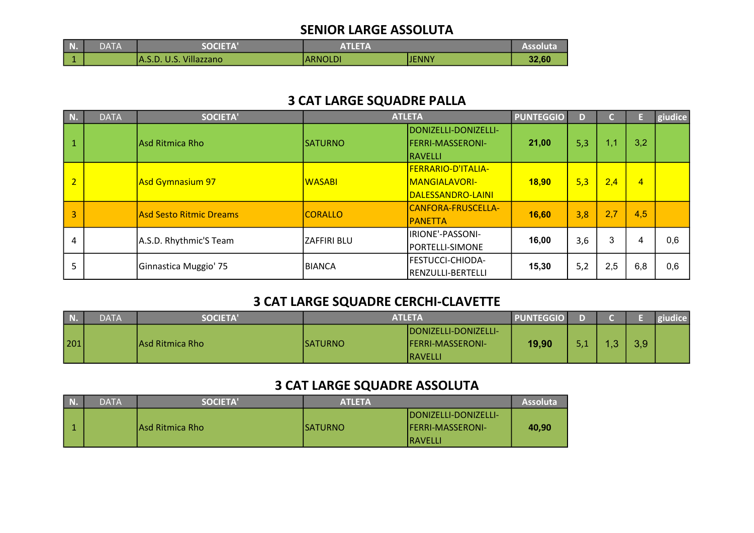## SENIOR LARGE ASSOLUTA

| N. | DATA | SOCIETA' | ATLETA | | Assoluta |
|---|---|---|---|---|---|
| 1 | | A.S.D. U.S. Villazzano | ARNOLDI | JENNY | **32,60** |

## 3 CAT LARGE SQUADRE PALLA

| N. | DATA | SOCIETA' | ATLETA | | PUNTEGGIO | D | C | E | giudice |
|---|---|---|---|---|---|---|---|---|---|
| 1 | | Asd Ritmica Rho | SATURNO | DONIZELLI-DONIZELLI-FERRI-MASSERONI-RAVELLI | **21,00** | 5,3 | 1,1 | 3,2 | |
| 2 | | Asd Gymnasium 97 | WASABI | FERRARIO-D'ITALIA-MANGIALAVORI-DALESSANDRO-LAINI | **18,90** | 5,3 | 2,4 | 4 | |
| 3 | | Asd Sesto Ritmic Dreams | CORALLO | CANFORA-FRUSCELLA-PANETTA | **16,60** | 3,8 | 2,7 | 4,5 | |
| 4 | | A.S.D. Rhythmic'S Team | ZAFFIRI BLU | IRIONE'-PASSONI-PORTELLI-SIMONE | **16,00** | 3,6 | 3 | 4 | 0,6 |
| 5 | | Ginnastica Muggio' 75 | BIANCA | FESTUCCI-CHIODA-RENZULLI-BERTELLI | **15,30** | 5,2 | 2,5 | 6,8 | 0,6 |

## 3 CAT LARGE SQUADRE CERCHI-CLAVETTE

| N. | DATA | SOCIETA' | ATLETA | | PUNTEGGIO | D | C | E | giudice |
|---|---|---|---|---|---|---|---|---|---|
| 201 | | Asd Ritmica Rho | SATURNO | DONIZELLI-DONIZELLI-FERRI-MASSERONI-RAVELLI | **19,90** | 5,1 | 1,3 | 3,9 | |

## 3 CAT LARGE SQUADRE ASSOLUTA

| N. | DATA | SOCIETA' | ATLETA | | Assoluta |
|---|---|---|---|---|---|
| 1 | | Asd Ritmica Rho | SATURNO | DONIZELLI-DONIZELLI-FERRI-MASSERONI-RAVELLI | **40,90** |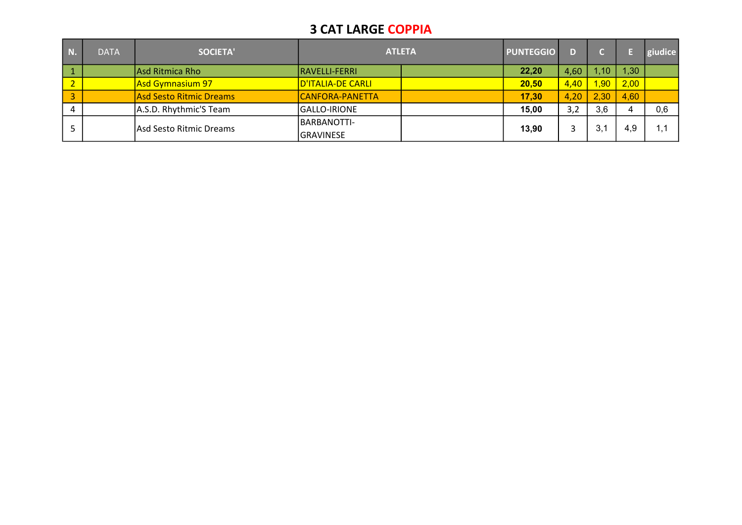# 3 CAT LARGE COPPIA

| N. | DATA | SOCIETA' | ATLETA | | PUNTEGGIO | D | C | E | giudice |
|---|---|---|---|---|---|---|---|---|---|
| 1 | | Asd Ritmica Rho | RAVELLI-FERRI | | **22,20** | 4,60 | 1,10 | 1,30 | |
| 2 | | Asd Gymnasium 97 | D'ITALIA-DE CARLI | | **20,50** | 4,40 | 1,90 | 2,00 | |
| 3 | | Asd Sesto Ritmic Dreams | CANFORA-PANETTA | | **17,30** | 4,20 | 2,30 | 4,60 | |
| 4 | | A.S.D. Rhythmic'S Team | GALLO-IRIONE | | **15,00** | 3,2 | 3,6 | 4 | 0,6 |
| 5 | | Asd Sesto Ritmic Dreams | BARBANOTTI-GRAVINESE | | **13,90** | 3 | 3,1 | 4,9 | 1,1 |